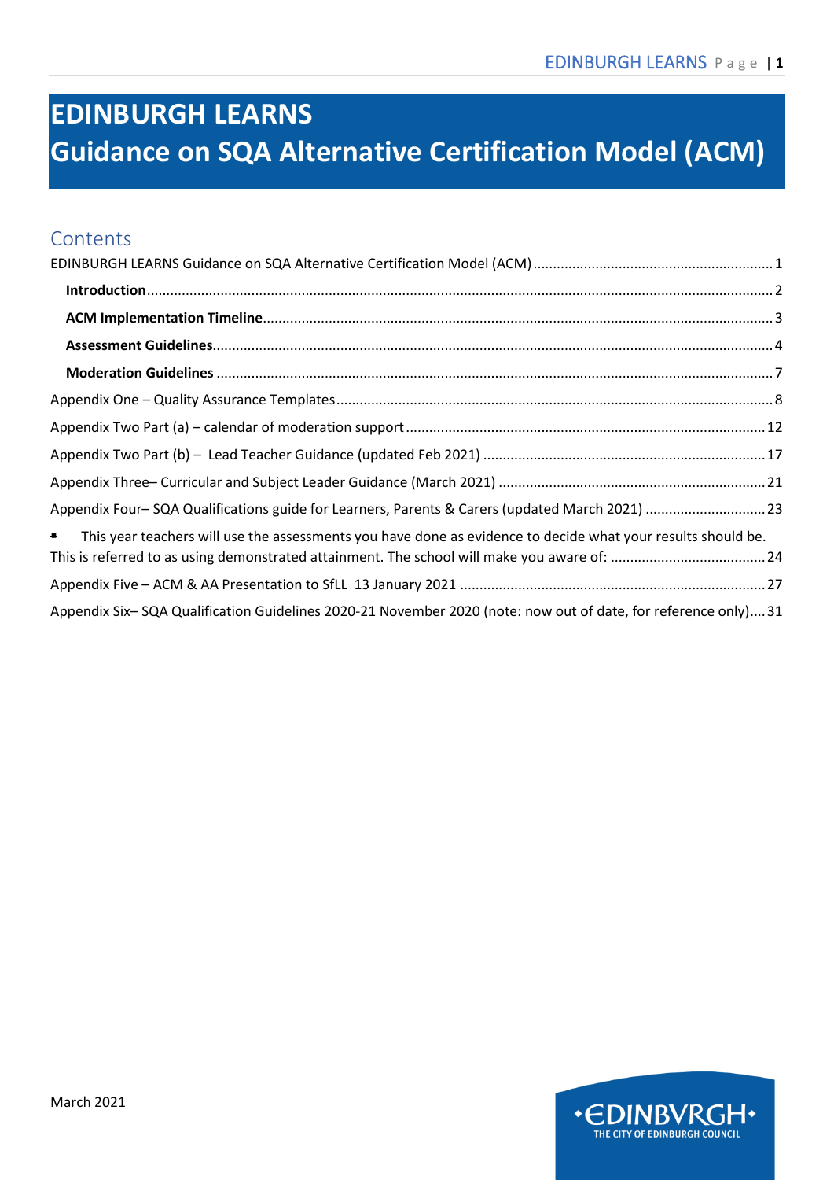# EDINBURGH LEARNS
# Guidance on SQA Alternative Certification Model (ACM)

## Contents

EDINBURGH LEARNS Guidance on SQA Alternative Certification Model (ACM) ........ 1

- **Introduction** ........ 2
- **ACM Implementation Timeline** ........ 3
- **Assessment Guidelines** ........ 4
- **Moderation Guidelines** ........ 7

Appendix One – Quality Assurance Templates ........ 8

Appendix Two Part (a) – calendar of moderation support ........ 12

Appendix Two Part (b) – Lead Teacher Guidance (updated Feb 2021) ........ 17

Appendix Three– Curricular and Subject Leader Guidance (March 2021) ........ 21

Appendix Four– SQA Qualifications guide for Learners, Parents & Carers (updated March 2021) ........ 23

- This year teachers will use the assessments you have done as evidence to decide what your results should be. This is referred to as using demonstrated attainment. The school will make you aware of: ........ 24

Appendix Five – ACM & AA Presentation to SfLL 13 January 2021 ........ 27

Appendix Six– SQA Qualification Guidelines 2020-21 November 2020 (note: now out of date, for reference only) ........ 31

March 2021

EDINBVRGH
THE CITY OF EDINBURGH COUNCIL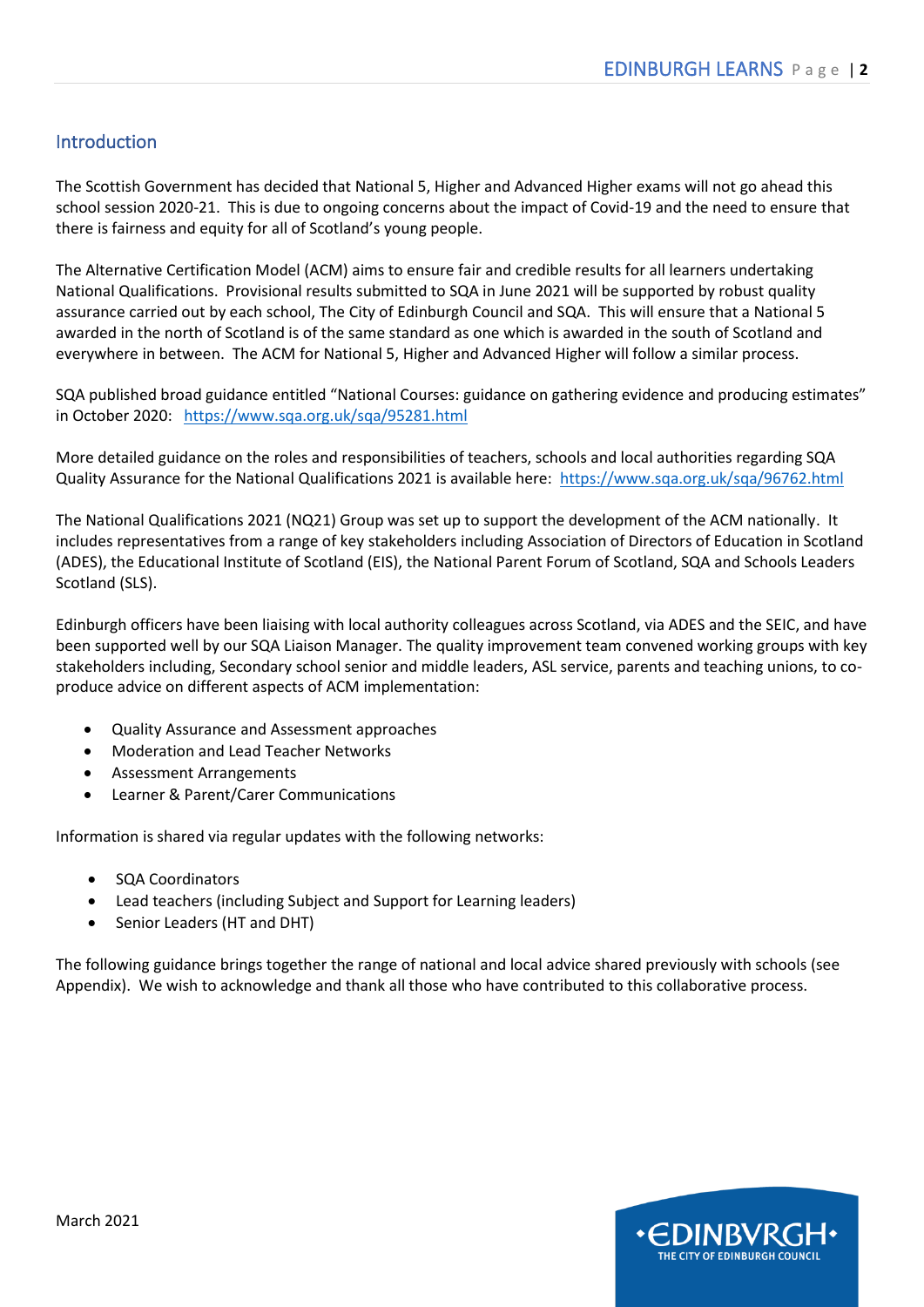## Introduction

The Scottish Government has decided that National 5, Higher and Advanced Higher exams will not go ahead this school session 2020-21. This is due to ongoing concerns about the impact of Covid-19 and the need to ensure that there is fairness and equity for all of Scotland's young people.

The Alternative Certification Model (ACM) aims to ensure fair and credible results for all learners undertaking National Qualifications. Provisional results submitted to SQA in June 2021 will be supported by robust quality assurance carried out by each school, The City of Edinburgh Council and SQA. This will ensure that a National 5 awarded in the north of Scotland is of the same standard as one which is awarded in the south of Scotland and everywhere in between. The ACM for National 5, Higher and Advanced Higher will follow a similar process.

SQA published broad guidance entitled "National Courses: guidance on gathering evidence and producing estimates" in October 2020: https://www.sqa.org.uk/sqa/95281.html

More detailed guidance on the roles and responsibilities of teachers, schools and local authorities regarding SQA Quality Assurance for the National Qualifications 2021 is available here: https://www.sqa.org.uk/sqa/96762.html

The National Qualifications 2021 (NQ21) Group was set up to support the development of the ACM nationally. It includes representatives from a range of key stakeholders including Association of Directors of Education in Scotland (ADES), the Educational Institute of Scotland (EIS), the National Parent Forum of Scotland, SQA and Schools Leaders Scotland (SLS).

Edinburgh officers have been liaising with local authority colleagues across Scotland, via ADES and the SEIC, and have been supported well by our SQA Liaison Manager. The quality improvement team convened working groups with key stakeholders including, Secondary school senior and middle leaders, ASL service, parents and teaching unions, to co-produce advice on different aspects of ACM implementation:

- Quality Assurance and Assessment approaches
- Moderation and Lead Teacher Networks
- Assessment Arrangements
- Learner & Parent/Carer Communications

Information is shared via regular updates with the following networks:

- SQA Coordinators
- Lead teachers (including Subject and Support for Learning leaders)
- Senior Leaders (HT and DHT)

The following guidance brings together the range of national and local advice shared previously with schools (see Appendix). We wish to acknowledge and thank all those who have contributed to this collaborative process.

March 2021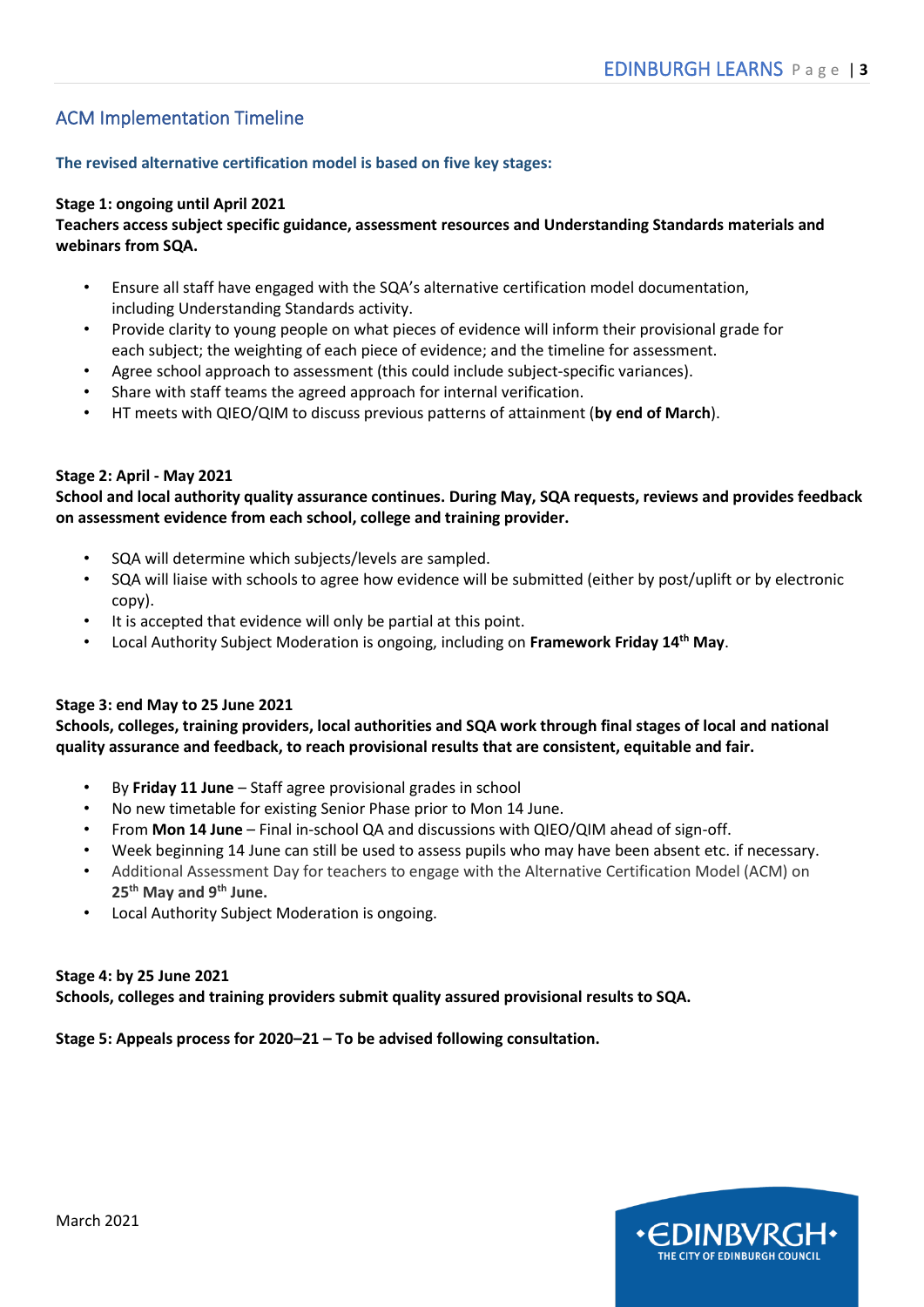## ACM Implementation Timeline

### The revised alternative certification model is based on five key stages:

**Stage 1: ongoing until April 2021**
**Teachers access subject specific guidance, assessment resources and Understanding Standards materials and webinars from SQA.**

- Ensure all staff have engaged with the SQA's alternative certification model documentation, including Understanding Standards activity.
- Provide clarity to young people on what pieces of evidence will inform their provisional grade for each subject; the weighting of each piece of evidence; and the timeline for assessment.
- Agree school approach to assessment (this could include subject-specific variances).
- Share with staff teams the agreed approach for internal verification.
- HT meets with QIEO/QIM to discuss previous patterns of attainment (**by end of March**).

**Stage 2: April - May 2021**
**School and local authority quality assurance continues. During May, SQA requests, reviews and provides feedback on assessment evidence from each school, college and training provider.**

- SQA will determine which subjects/levels are sampled.
- SQA will liaise with schools to agree how evidence will be submitted (either by post/uplift or by electronic copy).
- It is accepted that evidence will only be partial at this point.
- Local Authority Subject Moderation is ongoing, including on **Framework Friday 14th May**.

**Stage 3: end May to 25 June 2021**
**Schools, colleges, training providers, local authorities and SQA work through final stages of local and national quality assurance and feedback, to reach provisional results that are consistent, equitable and fair.**

- By **Friday 11 June** – Staff agree provisional grades in school
- No new timetable for existing Senior Phase prior to Mon 14 June.
- From **Mon 14 June** – Final in-school QA and discussions with QIEO/QIM ahead of sign-off.
- Week beginning 14 June can still be used to assess pupils who may have been absent etc. if necessary.
- Additional Assessment Day for teachers to engage with the Alternative Certification Model (ACM) on **25th May and 9th June.**
- Local Authority Subject Moderation is ongoing.

**Stage 4: by 25 June 2021**
**Schools, colleges and training providers submit quality assured provisional results to SQA.**

**Stage 5: Appeals process for 2020–21 – To be advised following consultation.**

March 2021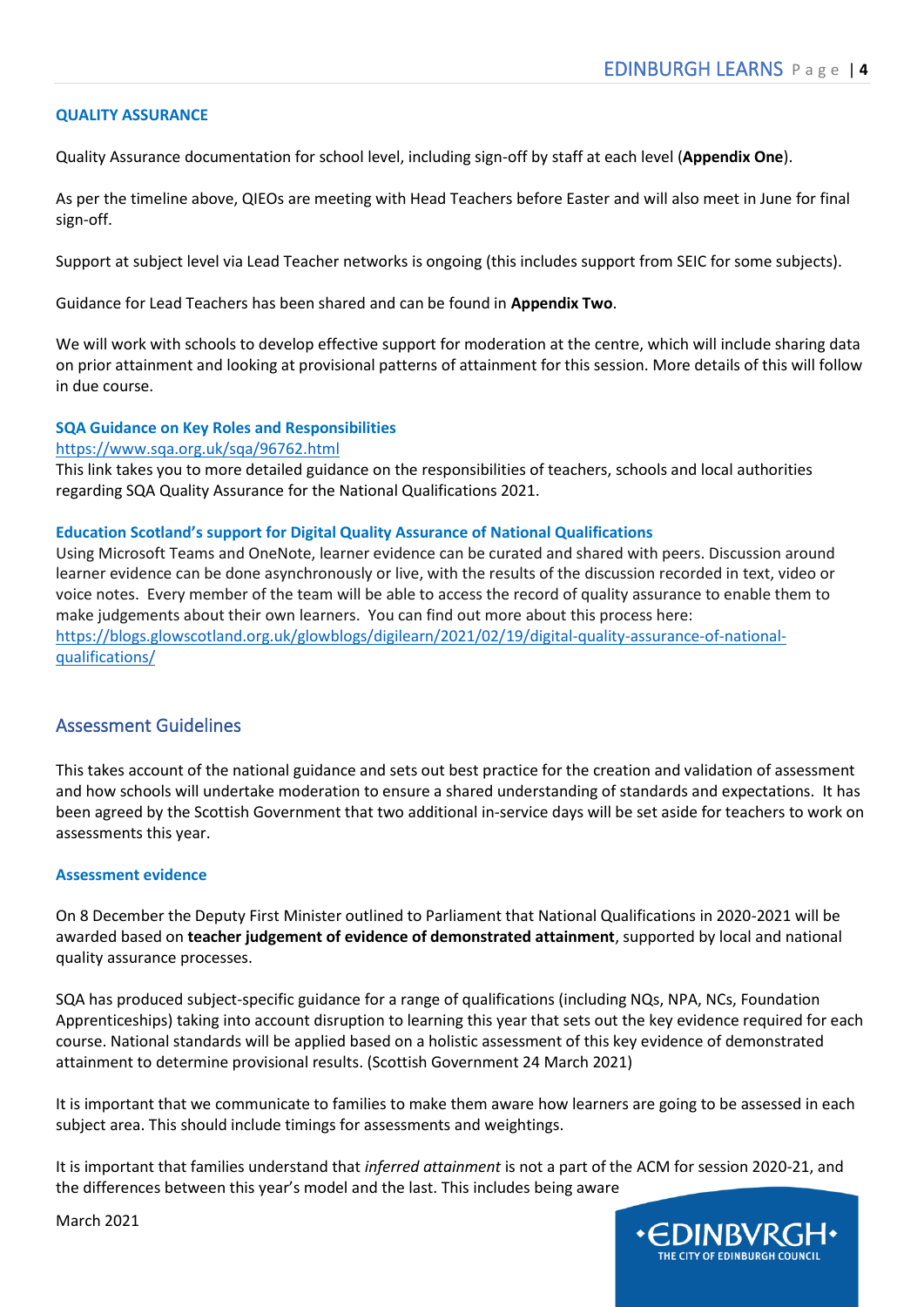### QUALITY ASSURANCE

Quality Assurance documentation for school level, including sign-off by staff at each level (**Appendix One**).

As per the timeline above, QIEOs are meeting with Head Teachers before Easter and will also meet in June for final sign-off.

Support at subject level via Lead Teacher networks is ongoing (this includes support from SEIC for some subjects).

Guidance for Lead Teachers has been shared and can be found in **Appendix Two**.

We will work with schools to develop effective support for moderation at the centre, which will include sharing data on prior attainment and looking at provisional patterns of attainment for this session. More details of this will follow in due course.

### SQA Guidance on Key Roles and Responsibilities

https://www.sqa.org.uk/sqa/96762.html

This link takes you to more detailed guidance on the responsibilities of teachers, schools and local authorities regarding SQA Quality Assurance for the National Qualifications 2021.

### Education Scotland's support for Digital Quality Assurance of National Qualifications

Using Microsoft Teams and OneNote, learner evidence can be curated and shared with peers. Discussion around learner evidence can be done asynchronously or live, with the results of the discussion recorded in text, video or voice notes. Every member of the team will be able to access the record of quality assurance to enable them to make judgements about their own learners. You can find out more about this process here: https://blogs.glowscotland.org.uk/glowblogs/digilearn/2021/02/19/digital-quality-assurance-of-national-qualifications/

## Assessment Guidelines

This takes account of the national guidance and sets out best practice for the creation and validation of assessment and how schools will undertake moderation to ensure a shared understanding of standards and expectations. It has been agreed by the Scottish Government that two additional in-service days will be set aside for teachers to work on assessments this year.

### Assessment evidence

On 8 December the Deputy First Minister outlined to Parliament that National Qualifications in 2020-2021 will be awarded based on **teacher judgement of evidence of demonstrated attainment**, supported by local and national quality assurance processes.

SQA has produced subject-specific guidance for a range of qualifications (including NQs, NPA, NCs, Foundation Apprenticeships) taking into account disruption to learning this year that sets out the key evidence required for each course. National standards will be applied based on a holistic assessment of this key evidence of demonstrated attainment to determine provisional results. (Scottish Government 24 March 2021)

It is important that we communicate to families to make them aware how learners are going to be assessed in each subject area. This should include timings for assessments and weightings.

It is important that families understand that *inferred attainment* is not a part of the ACM for session 2020-21, and the differences between this year's model and the last. This includes being aware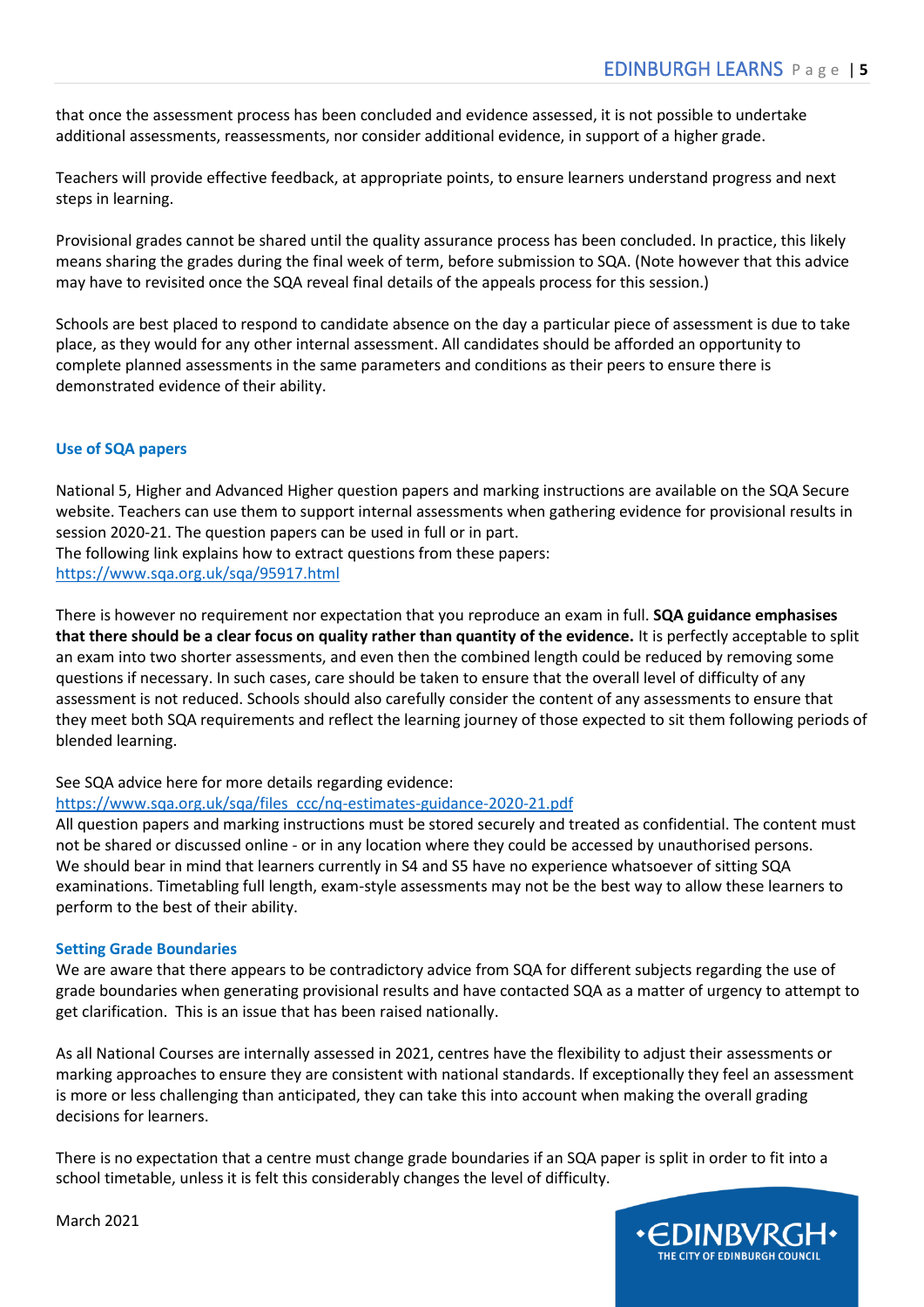that once the assessment process has been concluded and evidence assessed, it is not possible to undertake additional assessments, reassessments, nor consider additional evidence, in support of a higher grade.

Teachers will provide effective feedback, at appropriate points, to ensure learners understand progress and next steps in learning.

Provisional grades cannot be shared until the quality assurance process has been concluded. In practice, this likely means sharing the grades during the final week of term, before submission to SQA. (Note however that this advice may have to revisited once the SQA reveal final details of the appeals process for this session.)

Schools are best placed to respond to candidate absence on the day a particular piece of assessment is due to take place, as they would for any other internal assessment. All candidates should be afforded an opportunity to complete planned assessments in the same parameters and conditions as their peers to ensure there is demonstrated evidence of their ability.

### Use of SQA papers

National 5, Higher and Advanced Higher question papers and marking instructions are available on the SQA Secure website. Teachers can use them to support internal assessments when gathering evidence for provisional results in session 2020-21. The question papers can be used in full or in part.
The following link explains how to extract questions from these papers:
https://www.sqa.org.uk/sqa/95917.html

There is however no requirement nor expectation that you reproduce an exam in full. **SQA guidance emphasises that there should be a clear focus on quality rather than quantity of the evidence.** It is perfectly acceptable to split an exam into two shorter assessments, and even then the combined length could be reduced by removing some questions if necessary. In such cases, care should be taken to ensure that the overall level of difficulty of any assessment is not reduced. Schools should also carefully consider the content of any assessments to ensure that they meet both SQA requirements and reflect the learning journey of those expected to sit them following periods of blended learning.

See SQA advice here for more details regarding evidence:
https://www.sqa.org.uk/sqa/files_ccc/nq-estimates-guidance-2020-21.pdf
All question papers and marking instructions must be stored securely and treated as confidential. The content must not be shared or discussed online - or in any location where they could be accessed by unauthorised persons.
We should bear in mind that learners currently in S4 and S5 have no experience whatsoever of sitting SQA examinations. Timetabling full length, exam-style assessments may not be the best way to allow these learners to perform to the best of their ability.

### Setting Grade Boundaries

We are aware that there appears to be contradictory advice from SQA for different subjects regarding the use of grade boundaries when generating provisional results and have contacted SQA as a matter of urgency to attempt to get clarification. This is an issue that has been raised nationally.

As all National Courses are internally assessed in 2021, centres have the flexibility to adjust their assessments or marking approaches to ensure they are consistent with national standards. If exceptionally they feel an assessment is more or less challenging than anticipated, they can take this into account when making the overall grading decisions for learners.

There is no expectation that a centre must change grade boundaries if an SQA paper is split in order to fit into a school timetable, unless it is felt this considerably changes the level of difficulty.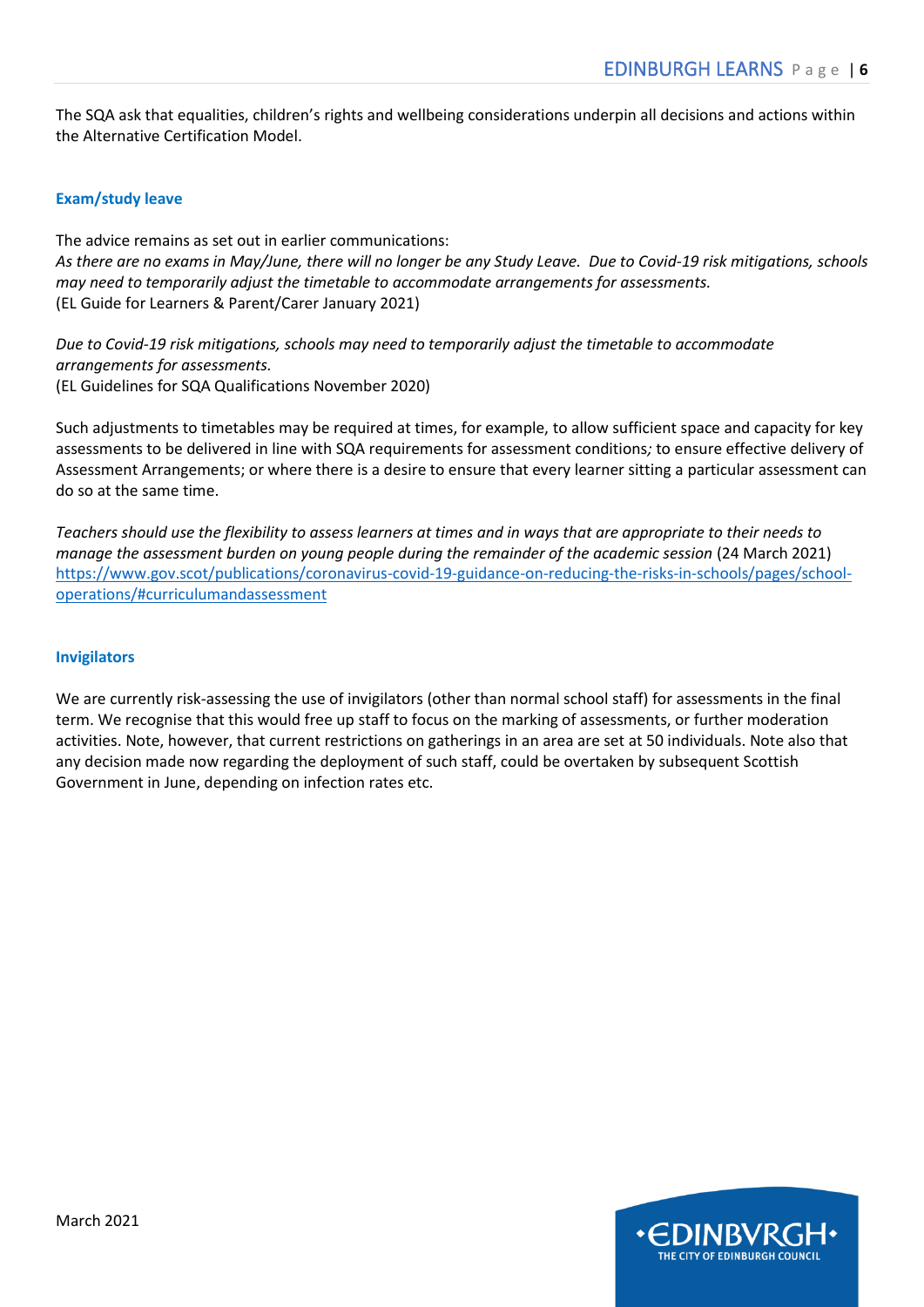The SQA ask that equalities, children's rights and wellbeing considerations underpin all decisions and actions within the Alternative Certification Model.

### Exam/study leave

The advice remains as set out in earlier communications:
*As there are no exams in May/June, there will no longer be any Study Leave. Due to Covid-19 risk mitigations, schools may need to temporarily adjust the timetable to accommodate arrangements for assessments.*
(EL Guide for Learners & Parent/Carer January 2021)

*Due to Covid-19 risk mitigations, schools may need to temporarily adjust the timetable to accommodate arrangements for assessments.*
(EL Guidelines for SQA Qualifications November 2020)

Such adjustments to timetables may be required at times, for example, to allow sufficient space and capacity for key assessments to be delivered in line with SQA requirements for assessment conditions; to ensure effective delivery of Assessment Arrangements; or where there is a desire to ensure that every learner sitting a particular assessment can do so at the same time.

*Teachers should use the flexibility to assess learners at times and in ways that are appropriate to their needs to manage the assessment burden on young people during the remainder of the academic session* (24 March 2021)
[https://www.gov.scot/publications/coronavirus-covid-19-guidance-on-reducing-the-risks-in-schools/pages/school-operations/#curriculumandassessment](https://www.gov.scot/publications/coronavirus-covid-19-guidance-on-reducing-the-risks-in-schools/pages/school-operations/#curriculumandassessment)

### Invigilators

We are currently risk-assessing the use of invigilators (other than normal school staff) for assessments in the final term. We recognise that this would free up staff to focus on the marking of assessments, or further moderation activities. Note, however, that current restrictions on gatherings in an area are set at 50 individuals. Note also that any decision made now regarding the deployment of such staff, could be overtaken by subsequent Scottish Government in June, depending on infection rates etc.

March 2021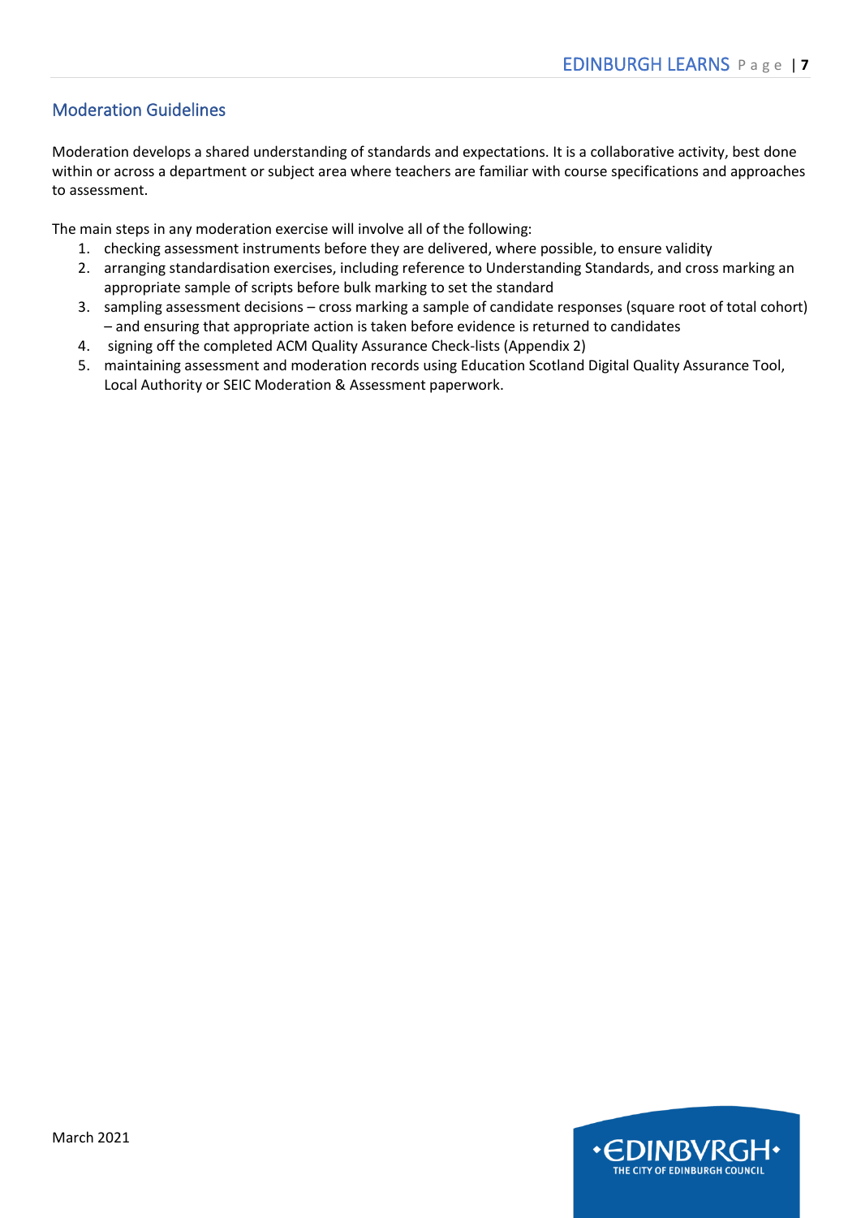## Moderation Guidelines

Moderation develops a shared understanding of standards and expectations. It is a collaborative activity, best done within or across a department or subject area where teachers are familiar with course specifications and approaches to assessment.

The main steps in any moderation exercise will involve all of the following:

1. checking assessment instruments before they are delivered, where possible, to ensure validity
2. arranging standardisation exercises, including reference to Understanding Standards, and cross marking an appropriate sample of scripts before bulk marking to set the standard
3. sampling assessment decisions – cross marking a sample of candidate responses (square root of total cohort) – and ensuring that appropriate action is taken before evidence is returned to candidates
4. signing off the completed ACM Quality Assurance Check-lists (Appendix 2)
5. maintaining assessment and moderation records using Education Scotland Digital Quality Assurance Tool, Local Authority or SEIC Moderation & Assessment paperwork.

March 2021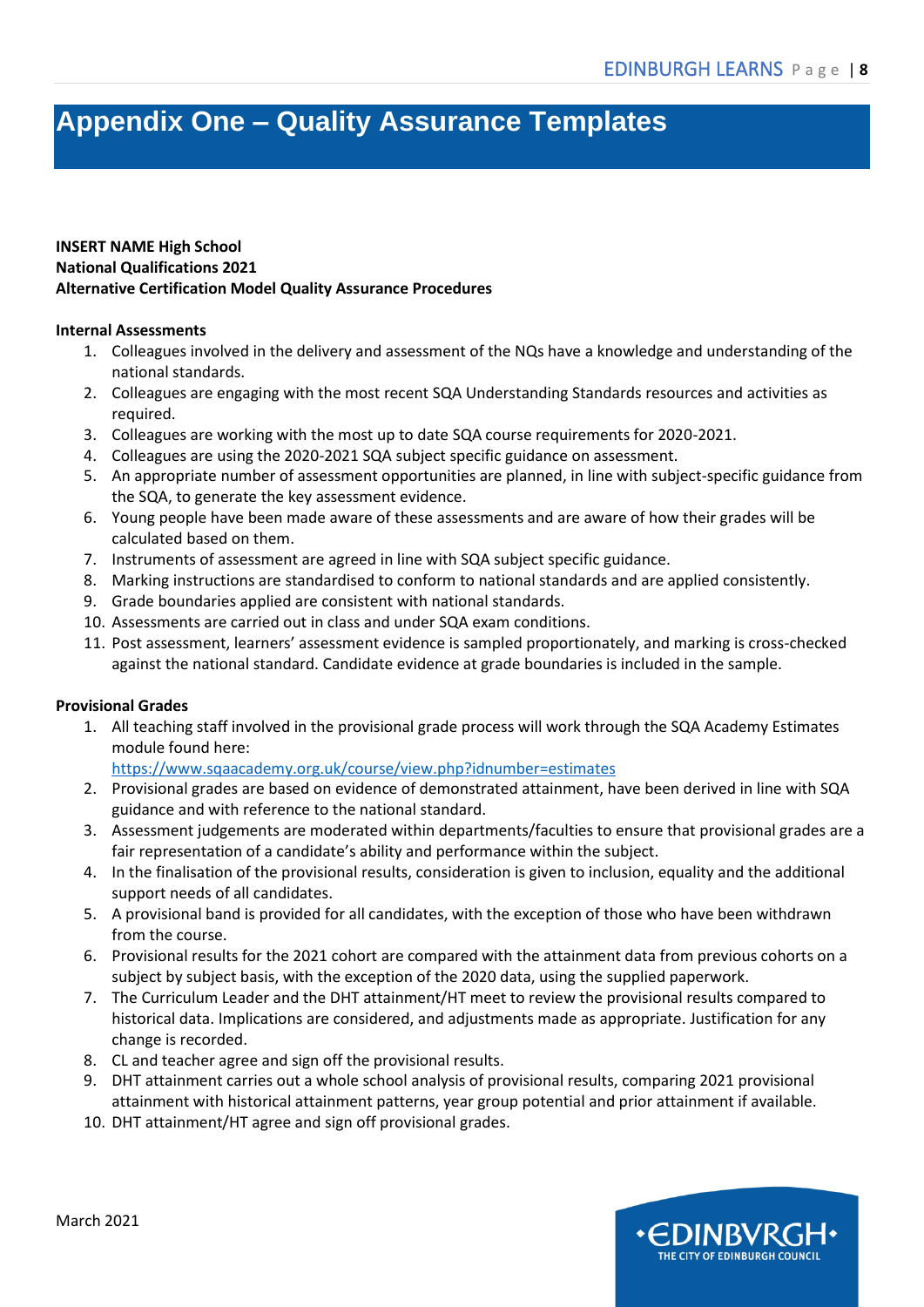# Appendix One – Quality Assurance Templates

**INSERT NAME High School**
**National Qualifications 2021**
**Alternative Certification Model Quality Assurance Procedures**

**Internal Assessments**

1. Colleagues involved in the delivery and assessment of the NQs have a knowledge and understanding of the national standards.
2. Colleagues are engaging with the most recent SQA Understanding Standards resources and activities as required.
3. Colleagues are working with the most up to date SQA course requirements for 2020-2021.
4. Colleagues are using the 2020-2021 SQA subject specific guidance on assessment.
5. An appropriate number of assessment opportunities are planned, in line with subject-specific guidance from the SQA, to generate the key assessment evidence.
6. Young people have been made aware of these assessments and are aware of how their grades will be calculated based on them.
7. Instruments of assessment are agreed in line with SQA subject specific guidance.
8. Marking instructions are standardised to conform to national standards and are applied consistently.
9. Grade boundaries applied are consistent with national standards.
10. Assessments are carried out in class and under SQA exam conditions.
11. Post assessment, learners' assessment evidence is sampled proportionately, and marking is cross-checked against the national standard. Candidate evidence at grade boundaries is included in the sample.

**Provisional Grades**

1. All teaching staff involved in the provisional grade process will work through the SQA Academy Estimates module found here: https://www.sqaacademy.org.uk/course/view.php?idnumber=estimates
2. Provisional grades are based on evidence of demonstrated attainment, have been derived in line with SQA guidance and with reference to the national standard.
3. Assessment judgements are moderated within departments/faculties to ensure that provisional grades are a fair representation of a candidate's ability and performance within the subject.
4. In the finalisation of the provisional results, consideration is given to inclusion, equality and the additional support needs of all candidates.
5. A provisional band is provided for all candidates, with the exception of those who have been withdrawn from the course.
6. Provisional results for the 2021 cohort are compared with the attainment data from previous cohorts on a subject by subject basis, with the exception of the 2020 data, using the supplied paperwork.
7. The Curriculum Leader and the DHT attainment/HT meet to review the provisional results compared to historical data. Implications are considered, and adjustments made as appropriate. Justification for any change is recorded.
8. CL and teacher agree and sign off the provisional results.
9. DHT attainment carries out a whole school analysis of provisional results, comparing 2021 provisional attainment with historical attainment patterns, year group potential and prior attainment if available.
10. DHT attainment/HT agree and sign off provisional grades.

March 2021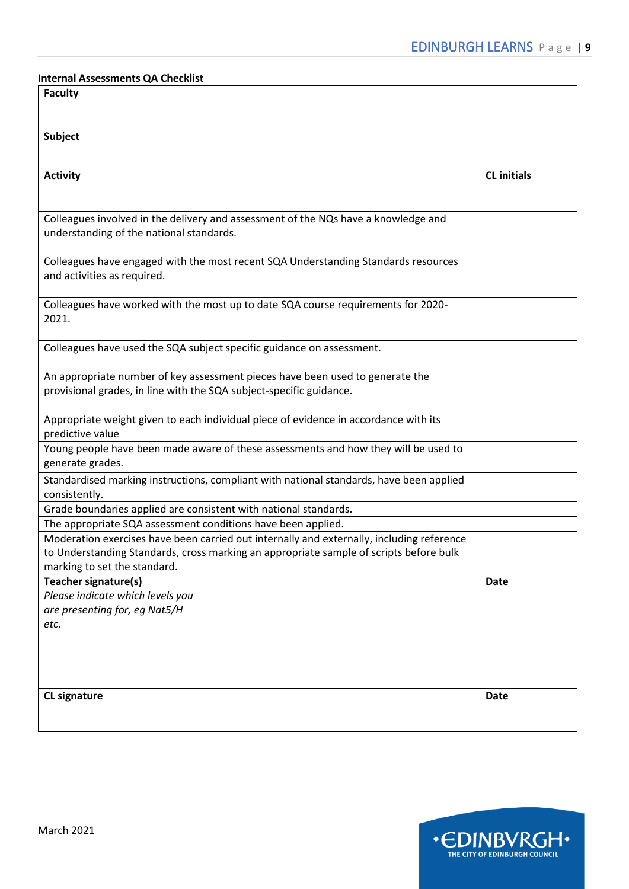**Internal Assessments QA Checklist**

| **Faculty** | | |
|---|---|---|
| **Subject** | | |
| **Activity** | | **CL initials** |
| Colleagues involved in the delivery and assessment of the NQs have a knowledge and understanding of the national standards. | | |
| Colleagues have engaged with the most recent SQA Understanding Standards resources and activities as required. | | |
| Colleagues have worked with the most up to date SQA course requirements for 2020-2021. | | |
| Colleagues have used the SQA subject specific guidance on assessment. | | |
| An appropriate number of key assessment pieces have been used to generate the provisional grades, in line with the SQA subject-specific guidance. | | |
| Appropriate weight given to each individual piece of evidence in accordance with its predictive value | | |
| Young people have been made aware of these assessments and how they will be used to generate grades. | | |
| Standardised marking instructions, compliant with national standards, have been applied consistently. | | |
| Grade boundaries applied are consistent with national standards. | | |
| The appropriate SQA assessment conditions have been applied. | | |
| Moderation exercises have been carried out internally and externally, including reference to Understanding Standards, cross marking an appropriate sample of scripts before bulk marking to set the standard. | | |
| **Teacher signature(s)** *Please indicate which levels you are presenting for, eg Nat5/H etc.* | | **Date** |
| **CL signature** | | **Date** |

March 2021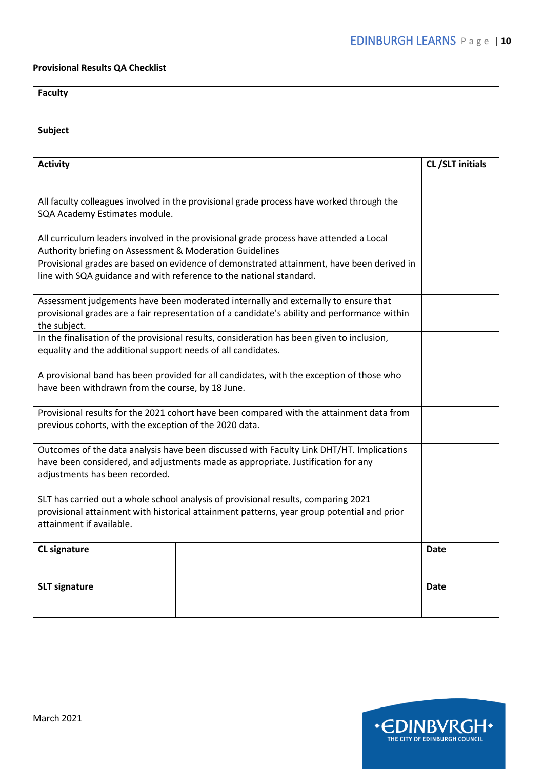**Provisional Results QA Checklist**

| Faculty | |
|---|---|
| Subject | |

| Activity | CL /SLT initials |
|---|---|
| All faculty colleagues involved in the provisional grade process have worked through the SQA Academy Estimates module. | |
| All curriculum leaders involved in the provisional grade process have attended a Local Authority briefing on Assessment & Moderation Guidelines | |
| Provisional grades are based on evidence of demonstrated attainment, have been derived in line with SQA guidance and with reference to the national standard. | |
| Assessment judgements have been moderated internally and externally to ensure that provisional grades are a fair representation of a candidate's ability and performance within the subject. | |
| In the finalisation of the provisional results, consideration has been given to inclusion, equality and the additional support needs of all candidates. | |
| A provisional band has been provided for all candidates, with the exception of those who have been withdrawn from the course, by 18 June. | |
| Provisional results for the 2021 cohort have been compared with the attainment data from previous cohorts, with the exception of the 2020 data. | |
| Outcomes of the data analysis have been discussed with Faculty Link DHT/HT. Implications have been considered, and adjustments made as appropriate. Justification for any adjustments has been recorded. | |
| SLT has carried out a whole school analysis of provisional results, comparing 2021 provisional attainment with historical attainment patterns, year group potential and prior attainment if available. | |

| CL signature | | Date |
|---|---|---|
| SLT signature | | Date |

March 2021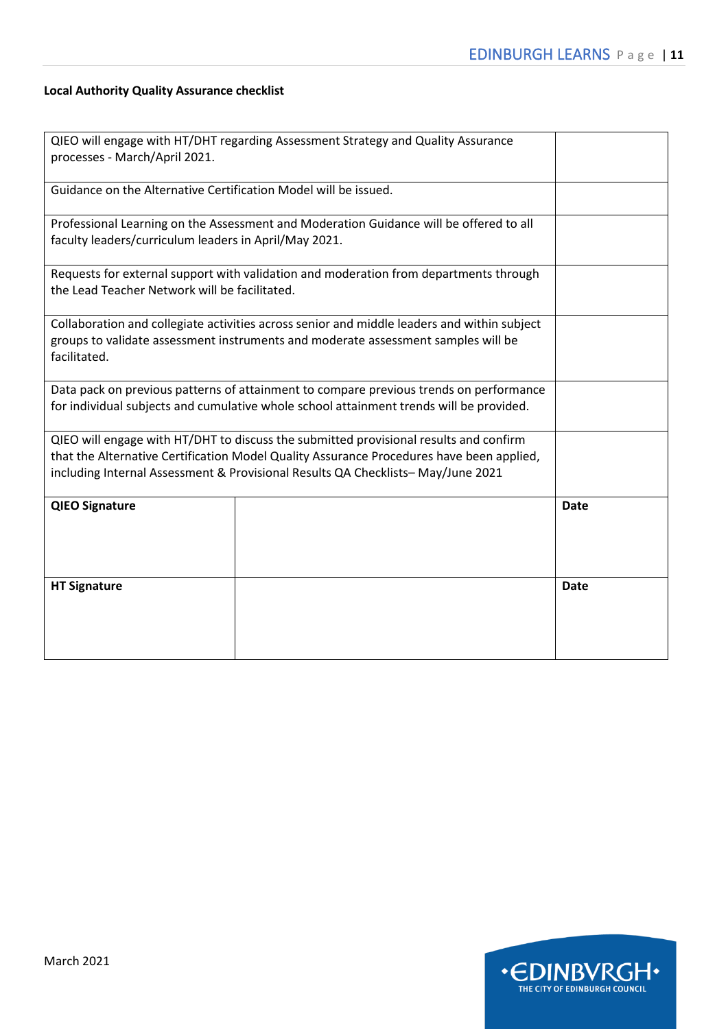**Local Authority Quality Assurance checklist**

| | | |
|---|---|---|
| QIEO will engage with HT/DHT regarding Assessment Strategy and Quality Assurance processes - March/April 2021. | | |
| Guidance on the Alternative Certification Model will be issued. | | |
| Professional Learning on the Assessment and Moderation Guidance will be offered to all faculty leaders/curriculum leaders in April/May 2021. | | |
| Requests for external support with validation and moderation from departments through the Lead Teacher Network will be facilitated. | | |
| Collaboration and collegiate activities across senior and middle leaders and within subject groups to validate assessment instruments and moderate assessment samples will be facilitated. | | |
| Data pack on previous patterns of attainment to compare previous trends on performance for individual subjects and cumulative whole school attainment trends will be provided. | | |
| QIEO will engage with HT/DHT to discuss the submitted provisional results and confirm that the Alternative Certification Model Quality Assurance Procedures have been applied, including Internal Assessment & Provisional Results QA Checklists– May/June 2021 | | |
| **QIEO Signature** | | **Date** |
| **HT Signature** | | **Date** |

March 2021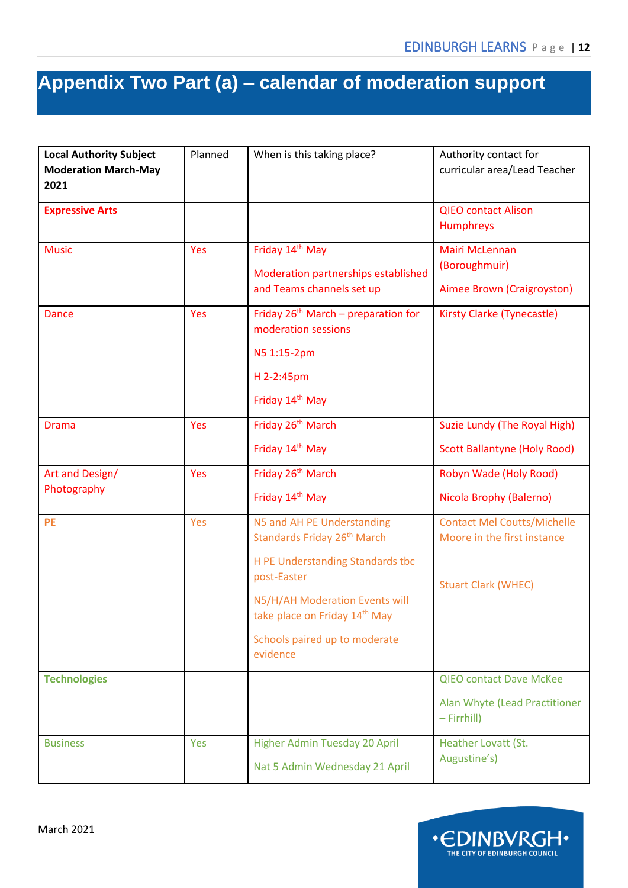# Appendix Two Part (a) – calendar of moderation support

| Local Authority Subject Moderation March-May 2021 | Planned | When is this taking place? | Authority contact for curricular area/Lead Teacher |
|---|---|---|---|
| **Expressive Arts** | | | QIEO contact Alison Humphreys |
| Music | Yes | Friday 14th May<br><br>Moderation partnerships established and Teams channels set up | Mairi McLennan (Boroughmuir)<br><br>Aimee Brown (Craigroyston) |
| Dance | Yes | Friday 26th March – preparation for moderation sessions<br><br>N5 1:15-2pm<br><br>H 2-2:45pm<br><br>Friday 14th May | Kirsty Clarke (Tynecastle) |
| Drama | Yes | Friday 26th March<br><br>Friday 14th May | Suzie Lundy (The Royal High)<br><br>Scott Ballantyne (Holy Rood) |
| Art and Design/ Photography | Yes | Friday 26th March<br><br>Friday 14th May | Robyn Wade (Holy Rood)<br><br>Nicola Brophy (Balerno) |
| **PE** | Yes | N5 and AH PE Understanding Standards Friday 26th March<br><br>H PE Understanding Standards tbc post-Easter<br><br>N5/H/AH Moderation Events will take place on Friday 14th May<br><br>Schools paired up to moderate evidence | Contact Mel Coutts/Michelle Moore in the first instance<br><br>Stuart Clark (WHEC) |
| **Technologies** | | | QIEO contact Dave McKee<br><br>Alan Whyte (Lead Practitioner – Firrhill) |
| Business | Yes | Higher Admin Tuesday 20 April<br><br>Nat 5 Admin Wednesday 21 April | Heather Lovatt (St. Augustine's) |

March 2021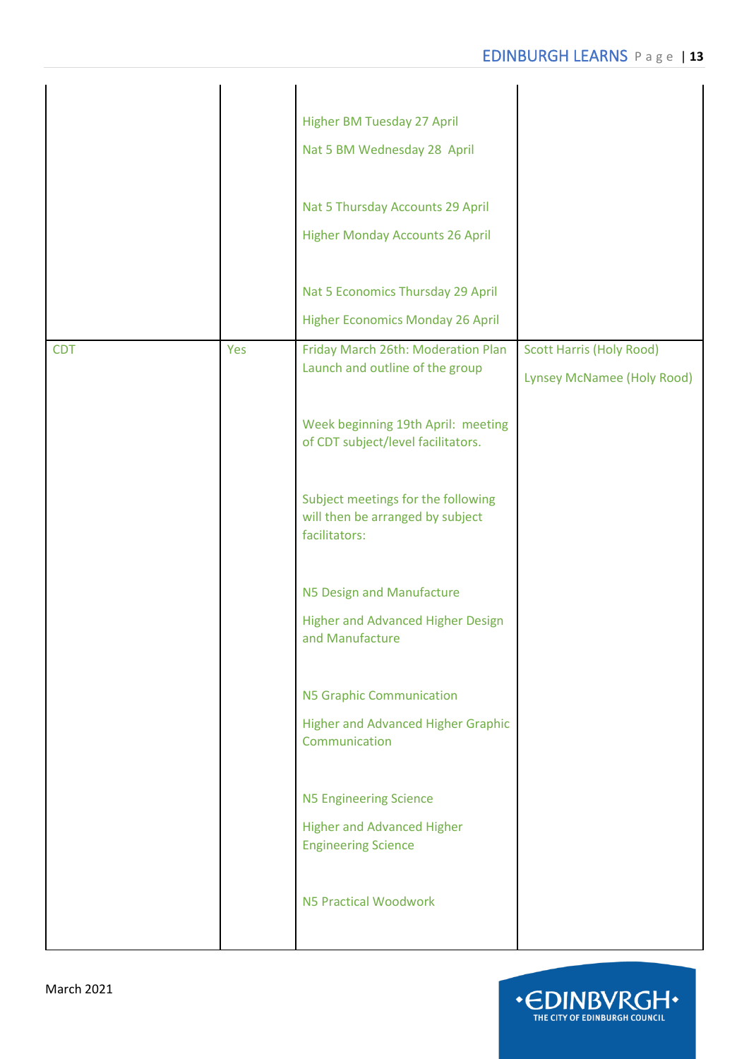| | | | |
|---|---|---|---|
| | | Higher BM Tuesday 27 April<br><br>Nat 5 BM Wednesday 28 April<br><br>Nat 5 Thursday Accounts 29 April<br><br>Higher Monday Accounts 26 April<br><br>Nat 5 Economics Thursday 29 April<br><br>Higher Economics Monday 26 April | |
| CDT | Yes | Friday March 26th: Moderation Plan Launch and outline of the group<br><br>Week beginning 19th April: meeting of CDT subject/level facilitators.<br><br>Subject meetings for the following will then be arranged by subject facilitators:<br><br>N5 Design and Manufacture<br><br>Higher and Advanced Higher Design and Manufacture<br><br>N5 Graphic Communication<br><br>Higher and Advanced Higher Graphic Communication<br><br>N5 Engineering Science<br><br>Higher and Advanced Higher Engineering Science<br><br>N5 Practical Woodwork | Scott Harris (Holy Rood)<br><br>Lynsey McNamee (Holy Rood) |

March 2021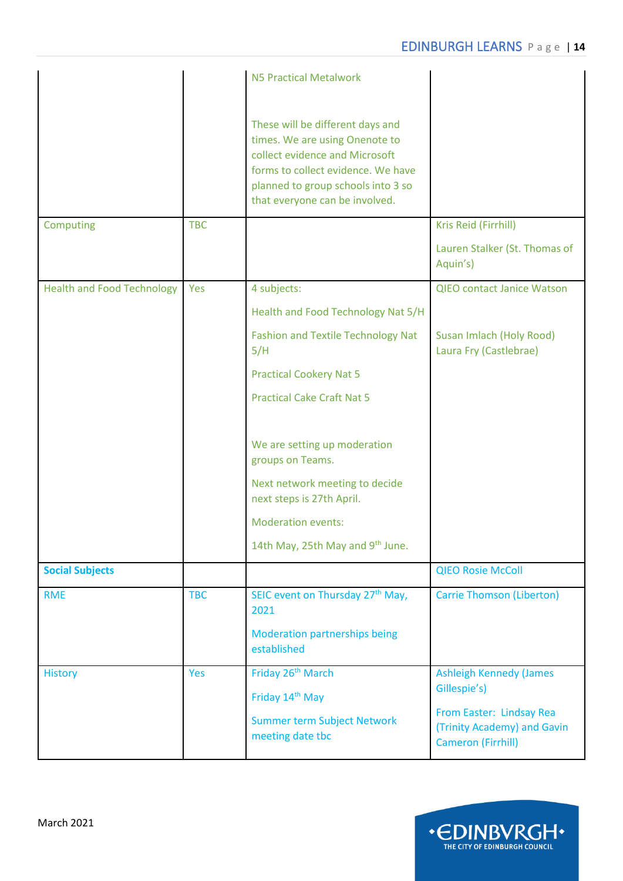| | | | |
|---|---|---|---|
| | | N5 Practical Metalwork<br><br>These will be different days and times. We are using Onenote to collect evidence and Microsoft forms to collect evidence. We have planned to group schools into 3 so that everyone can be involved. | |
| Computing | TBC | | Kris Reid (Firrhill)<br><br>Lauren Stalker (St. Thomas of Aquin's) |
| Health and Food Technology | Yes | 4 subjects:<br><br>Health and Food Technology Nat 5/H<br><br>Fashion and Textile Technology Nat 5/H<br><br>Practical Cookery Nat 5<br><br>Practical Cake Craft Nat 5<br><br>We are setting up moderation groups on Teams.<br><br>Next network meeting to decide next steps is 27th April.<br><br>Moderation events:<br><br>14th May, 25th May and 9th June. | QIEO contact Janice Watson<br><br>Susan Imlach (Holy Rood)<br>Laura Fry (Castlebrae) |
| **Social Subjects** | | | QIEO Rosie McColl |
| RME | TBC | SEIC event on Thursday 27th May, 2021<br><br>Moderation partnerships being established | Carrie Thomson (Liberton) |
| History | Yes | Friday 26th March<br><br>Friday 14th May<br><br>Summer term Subject Network meeting date tbc | Ashleigh Kennedy (James Gillespie's)<br><br>From Easter: Lindsay Rea (Trinity Academy) and Gavin Cameron (Firrhill) |

March 2021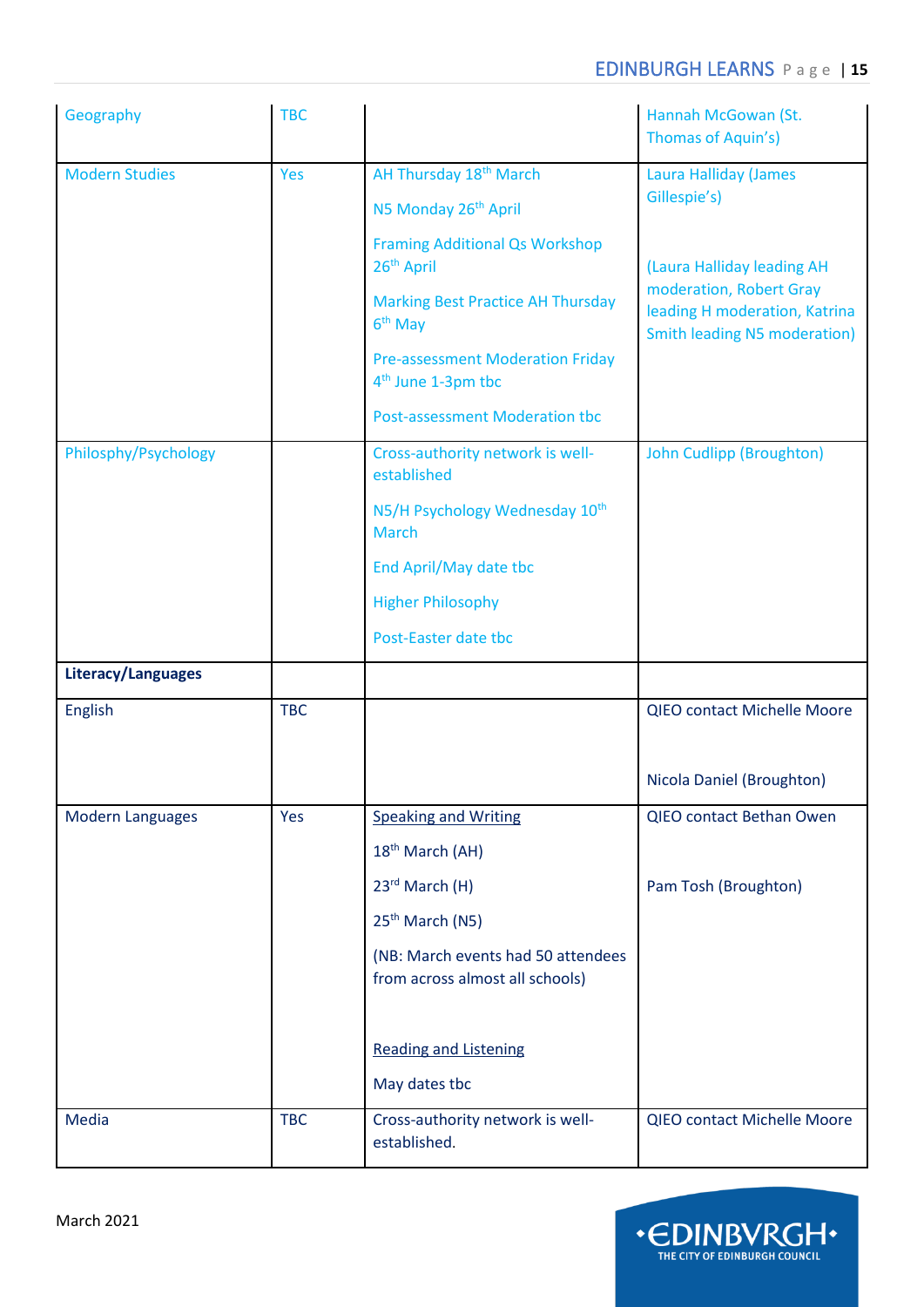| | | | |
|---|---|---|---|
| Geography | TBC | | Hannah McGowan (St. Thomas of Aquin's) |
| Modern Studies | Yes | AH Thursday 18th March<br><br>N5 Monday 26th April<br><br>Framing Additional Qs Workshop 26th April<br><br>Marking Best Practice AH Thursday 6th May<br><br>Pre-assessment Moderation Friday 4th June 1-3pm tbc<br><br>Post-assessment Moderation tbc | Laura Halliday (James Gillespie's)<br><br>(Laura Halliday leading AH moderation, Robert Gray leading H moderation, Katrina Smith leading N5 moderation) |
| Philosphy/Psychology | | Cross-authority network is well-established<br><br>N5/H Psychology Wednesday 10th March<br><br>End April/May date tbc<br><br>Higher Philosophy<br><br>Post-Easter date tbc | John Cudlipp (Broughton) |
| **Literacy/Languages** | | | |
| English | TBC | | QIEO contact Michelle Moore<br><br>Nicola Daniel (Broughton) |
| Modern Languages | Yes | Speaking and Writing<br><br>18th March (AH)<br><br>23rd March (H)<br><br>25th March (N5)<br><br>(NB: March events had 50 attendees from across almost all schools)<br><br>Reading and Listening<br><br>May dates tbc | QIEO contact Bethan Owen<br><br>Pam Tosh (Broughton) |
| Media | TBC | Cross-authority network is well-established. | QIEO contact Michelle Moore |

March 2021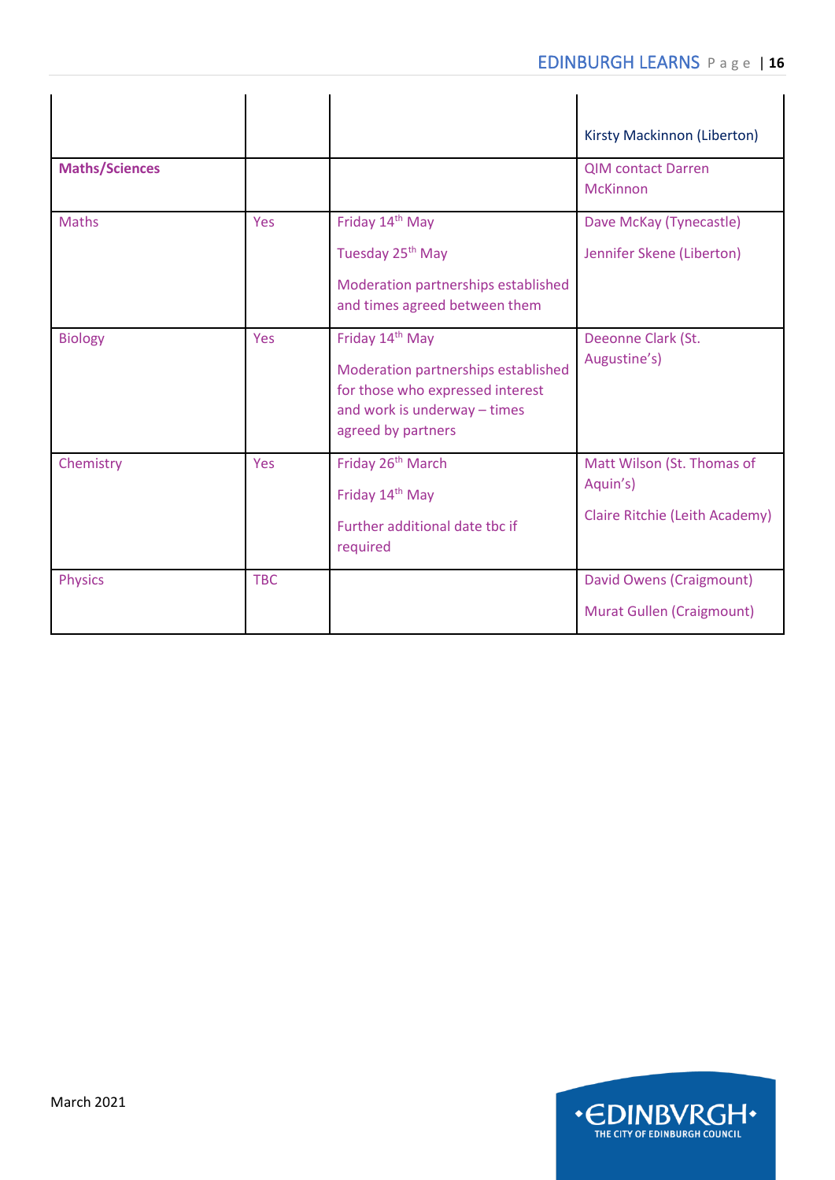| | | | |
|---|---|---|---|
| | | | Kirsty Mackinnon (Liberton) |
| **Maths/Sciences** | | | QIM contact Darren McKinnon |
| Maths | Yes | Friday 14th May<br><br>Tuesday 25th May<br><br>Moderation partnerships established and times agreed between them | Dave McKay (Tynecastle)<br><br>Jennifer Skene (Liberton) |
| Biology | Yes | Friday 14th May<br><br>Moderation partnerships established for those who expressed interest and work is underway – times agreed by partners | Deeonne Clark (St. Augustine's) |
| Chemistry | Yes | Friday 26th March<br><br>Friday 14th May<br><br>Further additional date tbc if required | Matt Wilson (St. Thomas of Aquin's)<br><br>Claire Ritchie (Leith Academy) |
| Physics | TBC | | David Owens (Craigmount)<br><br>Murat Gullen (Craigmount) |

March 2021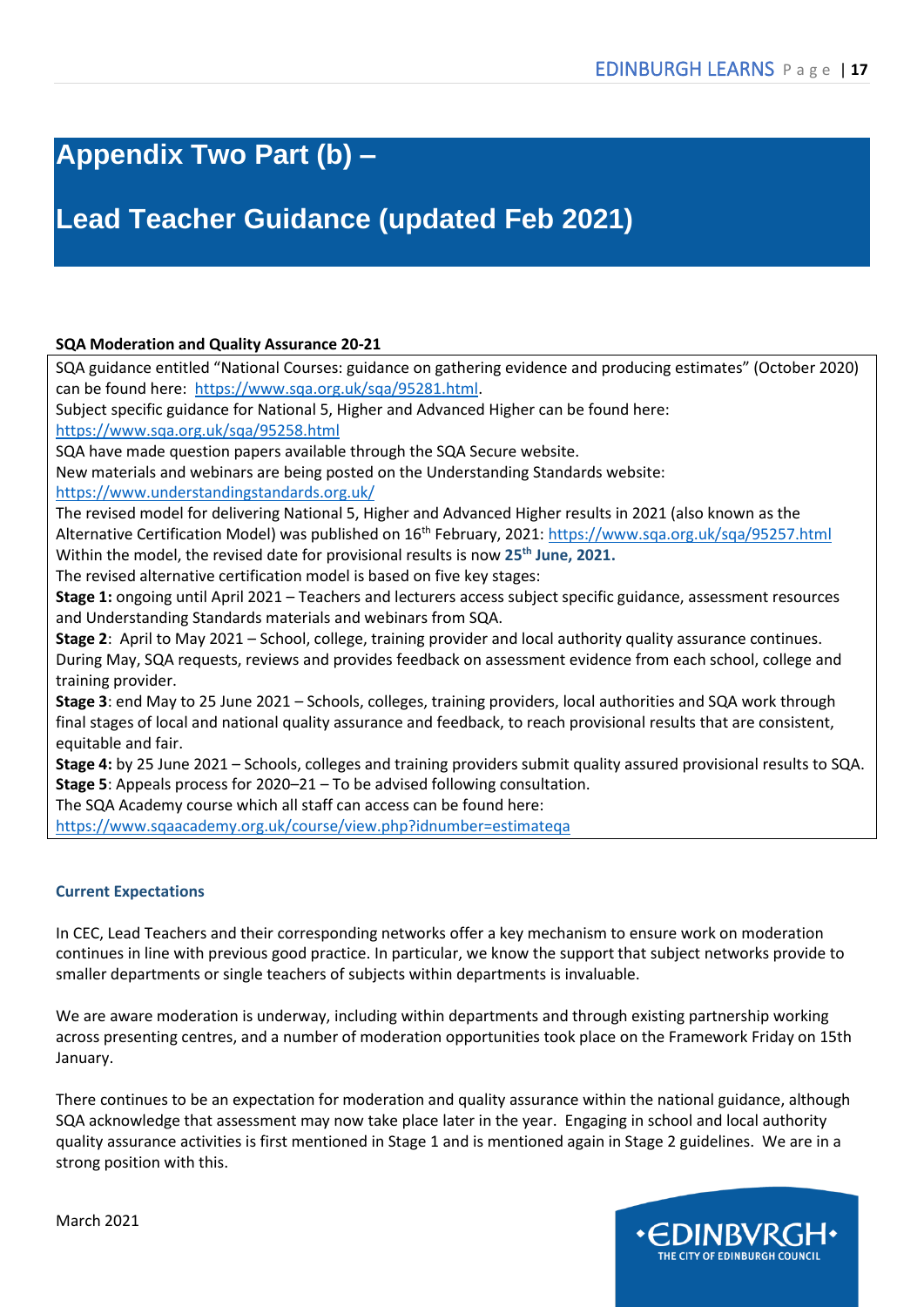# Appendix Two Part (b) –

# Lead Teacher Guidance (updated Feb 2021)

**SQA Moderation and Quality Assurance 20-21**

SQA guidance entitled "National Courses: guidance on gathering evidence and producing estimates" (October 2020) can be found here: https://www.sqa.org.uk/sqa/95281.html.

Subject specific guidance for National 5, Higher and Advanced Higher can be found here: https://www.sqa.org.uk/sqa/95258.html

SQA have made question papers available through the SQA Secure website.

New materials and webinars are being posted on the Understanding Standards website: https://www.understandingstandards.org.uk/

The revised model for delivering National 5, Higher and Advanced Higher results in 2021 (also known as the Alternative Certification Model) was published on 16th February, 2021: https://www.sqa.org.uk/sqa/95257.html

Within the model, the revised date for provisional results is now **25th June, 2021.**

The revised alternative certification model is based on five key stages:

**Stage 1:** ongoing until April 2021 – Teachers and lecturers access subject specific guidance, assessment resources and Understanding Standards materials and webinars from SQA.

**Stage 2**: April to May 2021 – School, college, training provider and local authority quality assurance continues. During May, SQA requests, reviews and provides feedback on assessment evidence from each school, college and training provider.

**Stage 3**: end May to 25 June 2021 – Schools, colleges, training providers, local authorities and SQA work through final stages of local and national quality assurance and feedback, to reach provisional results that are consistent, equitable and fair.

**Stage 4:** by 25 June 2021 – Schools, colleges and training providers submit quality assured provisional results to SQA.

**Stage 5**: Appeals process for 2020–21 – To be advised following consultation.

The SQA Academy course which all staff can access can be found here: https://www.sqaacademy.org.uk/course/view.php?idnumber=estimateqa

### Current Expectations

In CEC, Lead Teachers and their corresponding networks offer a key mechanism to ensure work on moderation continues in line with previous good practice. In particular, we know the support that subject networks provide to smaller departments or single teachers of subjects within departments is invaluable.

We are aware moderation is underway, including within departments and through existing partnership working across presenting centres, and a number of moderation opportunities took place on the Framework Friday on 15th January.

There continues to be an expectation for moderation and quality assurance within the national guidance, although SQA acknowledge that assessment may now take place later in the year. Engaging in school and local authority quality assurance activities is first mentioned in Stage 1 and is mentioned again in Stage 2 guidelines. We are in a strong position with this.

March 2021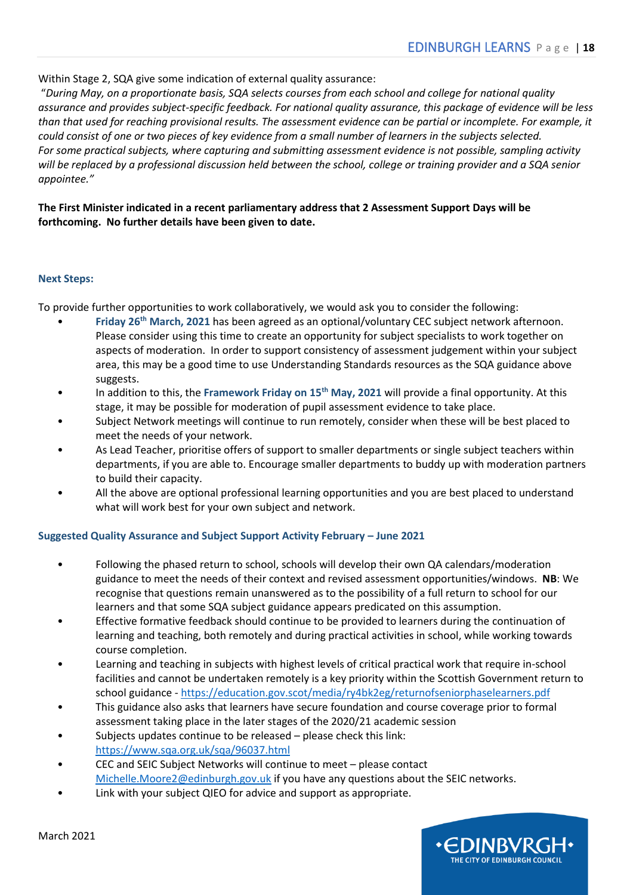Within Stage 2, SQA give some indication of external quality assurance:

*"During May, on a proportionate basis, SQA selects courses from each school and college for national quality assurance and provides subject-specific feedback. For national quality assurance, this package of evidence will be less than that used for reaching provisional results. The assessment evidence can be partial or incomplete. For example, it could consist of one or two pieces of key evidence from a small number of learners in the subjects selected. For some practical subjects, where capturing and submitting assessment evidence is not possible, sampling activity will be replaced by a professional discussion held between the school, college or training provider and a SQA senior appointee."*

**The First Minister indicated in a recent parliamentary address that 2 Assessment Support Days will be forthcoming. No further details have been given to date.**

### Next Steps:

To provide further opportunities to work collaboratively, we would ask you to consider the following:

- **Friday 26th March, 2021** has been agreed as an optional/voluntary CEC subject network afternoon. Please consider using this time to create an opportunity for subject specialists to work together on aspects of moderation. In order to support consistency of assessment judgement within your subject area, this may be a good time to use Understanding Standards resources as the SQA guidance above suggests.
- In addition to this, the **Framework Friday on 15th May, 2021** will provide a final opportunity. At this stage, it may be possible for moderation of pupil assessment evidence to take place.
- Subject Network meetings will continue to run remotely, consider when these will be best placed to meet the needs of your network.
- As Lead Teacher, prioritise offers of support to smaller departments or single subject teachers within departments, if you are able to. Encourage smaller departments to buddy up with moderation partners to build their capacity.
- All the above are optional professional learning opportunities and you are best placed to understand what will work best for your own subject and network.

### Suggested Quality Assurance and Subject Support Activity February – June 2021

- Following the phased return to school, schools will develop their own QA calendars/moderation guidance to meet the needs of their context and revised assessment opportunities/windows. **NB**: We recognise that questions remain unanswered as to the possibility of a full return to school for our learners and that some SQA subject guidance appears predicated on this assumption.
- Effective formative feedback should continue to be provided to learners during the continuation of learning and teaching, both remotely and during practical activities in school, while working towards course completion.
- Learning and teaching in subjects with highest levels of critical practical work that require in-school facilities and cannot be undertaken remotely is a key priority within the Scottish Government return to school guidance - https://education.gov.scot/media/ry4bk2eg/returnofseniorphaselearners.pdf
- This guidance also asks that learners have secure foundation and course coverage prior to formal assessment taking place in the later stages of the 2020/21 academic session
- Subjects updates continue to be released – please check this link: https://www.sqa.org.uk/sqa/96037.html
- CEC and SEIC Subject Networks will continue to meet – please contact Michelle.Moore2@edinburgh.gov.uk if you have any questions about the SEIC networks.
- Link with your subject QIEO for advice and support as appropriate.

March 2021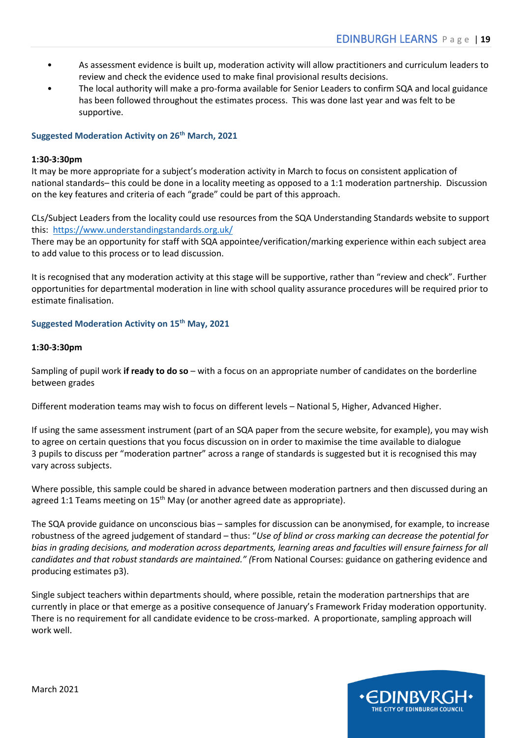- As assessment evidence is built up, moderation activity will allow practitioners and curriculum leaders to review and check the evidence used to make final provisional results decisions.
- The local authority will make a pro-forma available for Senior Leaders to confirm SQA and local guidance has been followed throughout the estimates process. This was done last year and was felt to be supportive.

### Suggested Moderation Activity on 26th March, 2021

**1:30-3:30pm**

It may be more appropriate for a subject's moderation activity in March to focus on consistent application of national standards– this could be done in a locality meeting as opposed to a 1:1 moderation partnership. Discussion on the key features and criteria of each "grade" could be part of this approach.

CLs/Subject Leaders from the locality could use resources from the SQA Understanding Standards website to support this: https://www.understandingstandards.org.uk/
There may be an opportunity for staff with SQA appointee/verification/marking experience within each subject area to add value to this process or to lead discussion.

It is recognised that any moderation activity at this stage will be supportive, rather than "review and check". Further opportunities for departmental moderation in line with school quality assurance procedures will be required prior to estimate finalisation.

### Suggested Moderation Activity on 15th May, 2021

**1:30-3:30pm**

Sampling of pupil work **if ready to do so** – with a focus on an appropriate number of candidates on the borderline between grades

Different moderation teams may wish to focus on different levels – National 5, Higher, Advanced Higher.

If using the same assessment instrument (part of an SQA paper from the secure website, for example), you may wish to agree on certain questions that you focus discussion on in order to maximise the time available to dialogue
3 pupils to discuss per "moderation partner" across a range of standards is suggested but it is recognised this may vary across subjects.

Where possible, this sample could be shared in advance between moderation partners and then discussed during an agreed 1:1 Teams meeting on 15th May (or another agreed date as appropriate).

The SQA provide guidance on unconscious bias – samples for discussion can be anonymised, for example, to increase robustness of the agreed judgement of standard – thus: "*Use of blind or cross marking can decrease the potential for bias in grading decisions, and moderation across departments, learning areas and faculties will ensure fairness for all candidates and that robust standards are maintained." (*From National Courses: guidance on gathering evidence and producing estimates p3).

Single subject teachers within departments should, where possible, retain the moderation partnerships that are currently in place or that emerge as a positive consequence of January's Framework Friday moderation opportunity. There is no requirement for all candidate evidence to be cross-marked. A proportionate, sampling approach will work well.

March 2021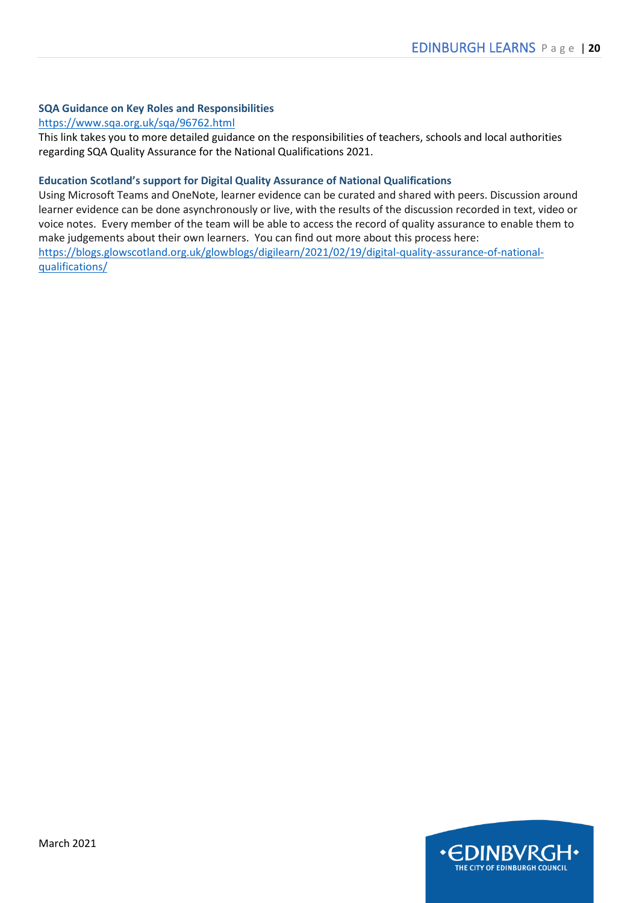**SQA Guidance on Key Roles and Responsibilities**

https://www.sqa.org.uk/sqa/96762.html

This link takes you to more detailed guidance on the responsibilities of teachers, schools and local authorities regarding SQA Quality Assurance for the National Qualifications 2021.

**Education Scotland's support for Digital Quality Assurance of National Qualifications**

Using Microsoft Teams and OneNote, learner evidence can be curated and shared with peers. Discussion around learner evidence can be done asynchronously or live, with the results of the discussion recorded in text, video or voice notes. Every member of the team will be able to access the record of quality assurance to enable them to make judgements about their own learners. You can find out more about this process here: https://blogs.glowscotland.org.uk/glowblogs/digilearn/2021/02/19/digital-quality-assurance-of-national-qualifications/

March 2021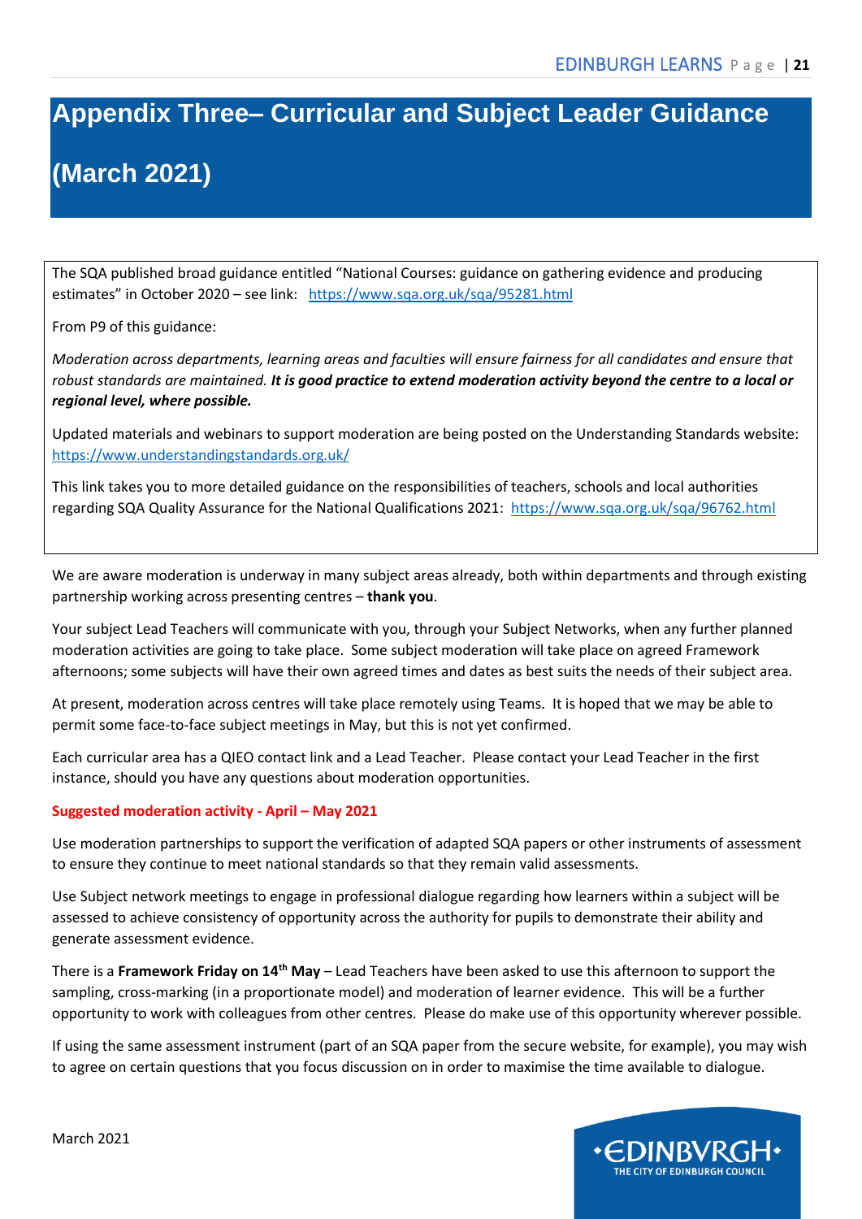# Appendix Three– Curricular and Subject Leader Guidance (March 2021)

The SQA published broad guidance entitled "National Courses: guidance on gathering evidence and producing estimates" in October 2020 – see link: https://www.sqa.org.uk/sqa/95281.html

From P9 of this guidance:

*Moderation across departments, learning areas and faculties will ensure fairness for all candidates and ensure that robust standards are maintained.* ***It is good practice to extend moderation activity beyond the centre to a local or regional level, where possible.***

Updated materials and webinars to support moderation are being posted on the Understanding Standards website: https://www.understandingstandards.org.uk/

This link takes you to more detailed guidance on the responsibilities of teachers, schools and local authorities regarding SQA Quality Assurance for the National Qualifications 2021: https://www.sqa.org.uk/sqa/96762.html

We are aware moderation is underway in many subject areas already, both within departments and through existing partnership working across presenting centres – **thank you**.

Your subject Lead Teachers will communicate with you, through your Subject Networks, when any further planned moderation activities are going to take place. Some subject moderation will take place on agreed Framework afternoons; some subjects will have their own agreed times and dates as best suits the needs of their subject area.

At present, moderation across centres will take place remotely using Teams. It is hoped that we may be able to permit some face-to-face subject meetings in May, but this is not yet confirmed.

Each curricular area has a QIEO contact link and a Lead Teacher. Please contact your Lead Teacher in the first instance, should you have any questions about moderation opportunities.

**Suggested moderation activity - April – May 2021**

Use moderation partnerships to support the verification of adapted SQA papers or other instruments of assessment to ensure they continue to meet national standards so that they remain valid assessments.

Use Subject network meetings to engage in professional dialogue regarding how learners within a subject will be assessed to achieve consistency of opportunity across the authority for pupils to demonstrate their ability and generate assessment evidence.

There is a **Framework Friday on 14th May** – Lead Teachers have been asked to use this afternoon to support the sampling, cross-marking (in a proportionate model) and moderation of learner evidence. This will be a further opportunity to work with colleagues from other centres. Please do make use of this opportunity wherever possible.

If using the same assessment instrument (part of an SQA paper from the secure website, for example), you may wish to agree on certain questions that you focus discussion on in order to maximise the time available to dialogue.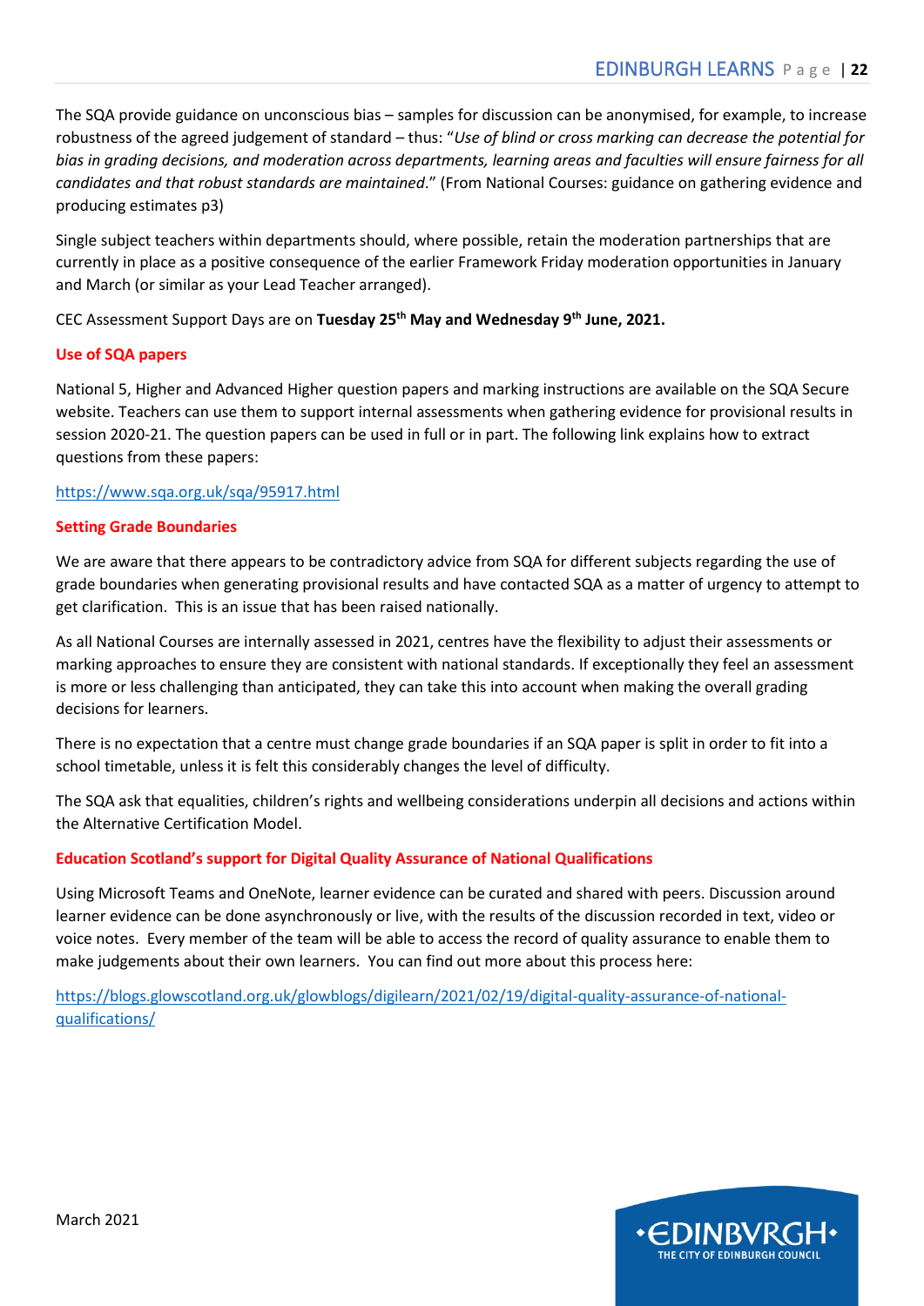The SQA provide guidance on unconscious bias – samples for discussion can be anonymised, for example, to increase robustness of the agreed judgement of standard – thus: "*Use of blind or cross marking can decrease the potential for bias in grading decisions, and moderation across departments, learning areas and faculties will ensure fairness for all candidates and that robust standards are maintained*." (From National Courses: guidance on gathering evidence and producing estimates p3)

Single subject teachers within departments should, where possible, retain the moderation partnerships that are currently in place as a positive consequence of the earlier Framework Friday moderation opportunities in January and March (or similar as your Lead Teacher arranged).

CEC Assessment Support Days are on **Tuesday 25th May and Wednesday 9th June, 2021.**

**Use of SQA papers**

National 5, Higher and Advanced Higher question papers and marking instructions are available on the SQA Secure website. Teachers can use them to support internal assessments when gathering evidence for provisional results in session 2020-21. The question papers can be used in full or in part. The following link explains how to extract questions from these papers:

https://www.sqa.org.uk/sqa/95917.html

**Setting Grade Boundaries**

We are aware that there appears to be contradictory advice from SQA for different subjects regarding the use of grade boundaries when generating provisional results and have contacted SQA as a matter of urgency to attempt to get clarification. This is an issue that has been raised nationally.

As all National Courses are internally assessed in 2021, centres have the flexibility to adjust their assessments or marking approaches to ensure they are consistent with national standards. If exceptionally they feel an assessment is more or less challenging than anticipated, they can take this into account when making the overall grading decisions for learners.

There is no expectation that a centre must change grade boundaries if an SQA paper is split in order to fit into a school timetable, unless it is felt this considerably changes the level of difficulty.

The SQA ask that equalities, children's rights and wellbeing considerations underpin all decisions and actions within the Alternative Certification Model.

**Education Scotland's support for Digital Quality Assurance of National Qualifications**

Using Microsoft Teams and OneNote, learner evidence can be curated and shared with peers. Discussion around learner evidence can be done asynchronously or live, with the results of the discussion recorded in text, video or voice notes. Every member of the team will be able to access the record of quality assurance to enable them to make judgements about their own learners. You can find out more about this process here:

https://blogs.glowscotland.org.uk/glowblogs/digilearn/2021/02/19/digital-quality-assurance-of-national-qualifications/

March 2021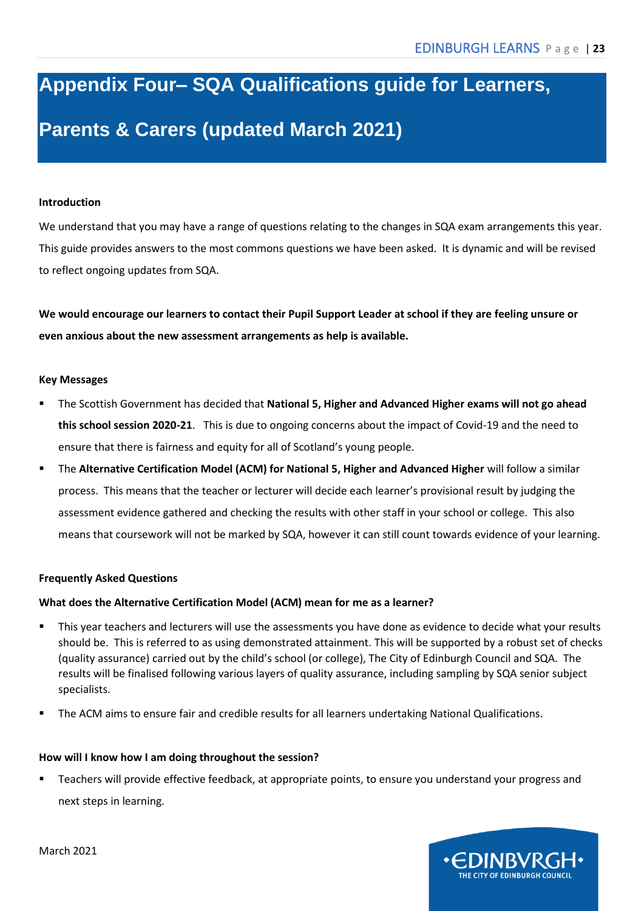# Appendix Four– SQA Qualifications guide for Learners, Parents & Carers (updated March 2021)

**Introduction**

We understand that you may have a range of questions relating to the changes in SQA exam arrangements this year. This guide provides answers to the most commons questions we have been asked. It is dynamic and will be revised to reflect ongoing updates from SQA.

**We would encourage our learners to contact their Pupil Support Leader at school if they are feeling unsure or even anxious about the new assessment arrangements as help is available.**

**Key Messages**

- The Scottish Government has decided that **National 5, Higher and Advanced Higher exams will not go ahead this school session 2020-21**. This is due to ongoing concerns about the impact of Covid-19 and the need to ensure that there is fairness and equity for all of Scotland's young people.
- The **Alternative Certification Model (ACM) for National 5, Higher and Advanced Higher** will follow a similar process. This means that the teacher or lecturer will decide each learner's provisional result by judging the assessment evidence gathered and checking the results with other staff in your school or college. This also means that coursework will not be marked by SQA, however it can still count towards evidence of your learning.

**Frequently Asked Questions**

**What does the Alternative Certification Model (ACM) mean for me as a learner?**

- This year teachers and lecturers will use the assessments you have done as evidence to decide what your results should be. This is referred to as using demonstrated attainment. This will be supported by a robust set of checks (quality assurance) carried out by the child's school (or college), The City of Edinburgh Council and SQA. The results will be finalised following various layers of quality assurance, including sampling by SQA senior subject specialists.
- The ACM aims to ensure fair and credible results for all learners undertaking National Qualifications.

**How will I know how I am doing throughout the session?**

- Teachers will provide effective feedback, at appropriate points, to ensure you understand your progress and next steps in learning.

March 2021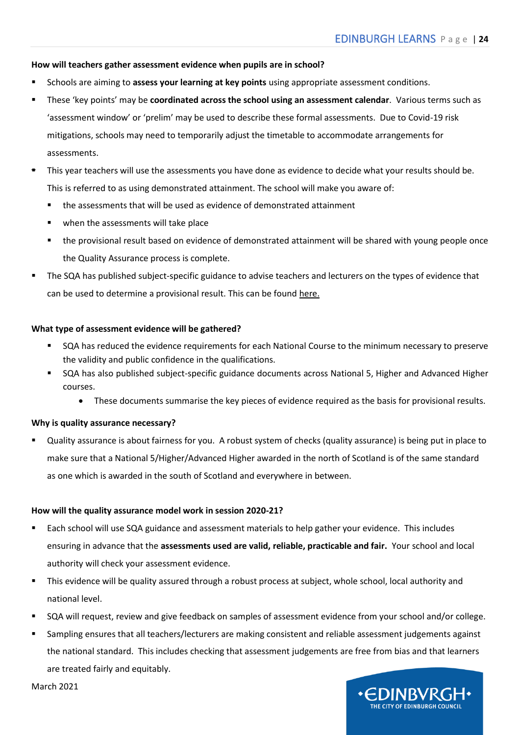**How will teachers gather assessment evidence when pupils are in school?**

- Schools are aiming to **assess your learning at key points** using appropriate assessment conditions.
- These 'key points' may be **coordinated across the school using an assessment calendar**. Various terms such as 'assessment window' or 'prelim' may be used to describe these formal assessments. Due to Covid-19 risk mitigations, schools may need to temporarily adjust the timetable to accommodate arrangements for assessments.
- This year teachers will use the assessments you have done as evidence to decide what your results should be. This is referred to as using demonstrated attainment. The school will make you aware of:
  - the assessments that will be used as evidence of demonstrated attainment
  - when the assessments will take place
  - the provisional result based on evidence of demonstrated attainment will be shared with young people once the Quality Assurance process is complete.
- The SQA has published subject-specific guidance to advise teachers and lecturers on the types of evidence that can be used to determine a provisional result. This can be found here.

**What type of assessment evidence will be gathered?**

- SQA has reduced the evidence requirements for each National Course to the minimum necessary to preserve the validity and public confidence in the qualifications.
- SQA has also published subject-specific guidance documents across National 5, Higher and Advanced Higher courses.
  - These documents summarise the key pieces of evidence required as the basis for provisional results.

**Why is quality assurance necessary?**

- Quality assurance is about fairness for you. A robust system of checks (quality assurance) is being put in place to make sure that a National 5/Higher/Advanced Higher awarded in the north of Scotland is of the same standard as one which is awarded in the south of Scotland and everywhere in between.

**How will the quality assurance model work in session 2020-21?**

- Each school will use SQA guidance and assessment materials to help gather your evidence. This includes ensuring in advance that the **assessments used are valid, reliable, practicable and fair.** Your school and local authority will check your assessment evidence.
- This evidence will be quality assured through a robust process at subject, whole school, local authority and national level.
- SQA will request, review and give feedback on samples of assessment evidence from your school and/or college.
- Sampling ensures that all teachers/lecturers are making consistent and reliable assessment judgements against the national standard. This includes checking that assessment judgements are free from bias and that learners are treated fairly and equitably.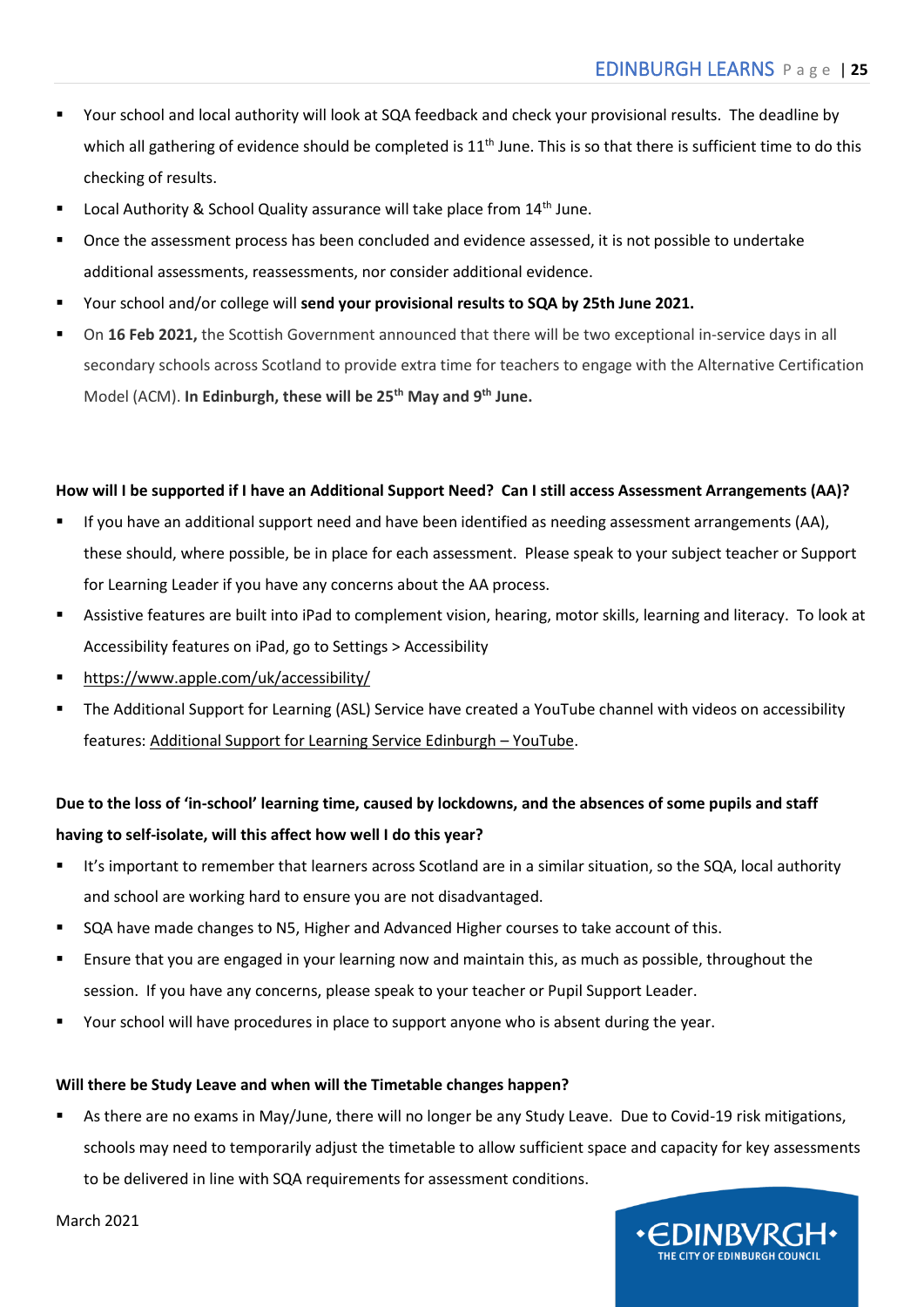- Your school and local authority will look at SQA feedback and check your provisional results. The deadline by which all gathering of evidence should be completed is 11th June. This is so that there is sufficient time to do this checking of results.
- Local Authority & School Quality assurance will take place from 14th June.
- Once the assessment process has been concluded and evidence assessed, it is not possible to undertake additional assessments, reassessments, nor consider additional evidence.
- Your school and/or college will **send your provisional results to SQA by 25th June 2021.**
- On **16 Feb 2021,** the Scottish Government announced that there will be two exceptional in-service days in all secondary schools across Scotland to provide extra time for teachers to engage with the Alternative Certification Model (ACM). **In Edinburgh, these will be 25th May and 9th June.**

**How will I be supported if I have an Additional Support Need? Can I still access Assessment Arrangements (AA)?**

- If you have an additional support need and have been identified as needing assessment arrangements (AA), these should, where possible, be in place for each assessment. Please speak to your subject teacher or Support for Learning Leader if you have any concerns about the AA process.
- Assistive features are built into iPad to complement vision, hearing, motor skills, learning and literacy. To look at Accessibility features on iPad, go to Settings > Accessibility
- https://www.apple.com/uk/accessibility/
- The Additional Support for Learning (ASL) Service have created a YouTube channel with videos on accessibility features: Additional Support for Learning Service Edinburgh – YouTube.

**Due to the loss of 'in-school' learning time, caused by lockdowns, and the absences of some pupils and staff having to self-isolate, will this affect how well I do this year?**

- It's important to remember that learners across Scotland are in a similar situation, so the SQA, local authority and school are working hard to ensure you are not disadvantaged.
- SQA have made changes to N5, Higher and Advanced Higher courses to take account of this.
- Ensure that you are engaged in your learning now and maintain this, as much as possible, throughout the session. If you have any concerns, please speak to your teacher or Pupil Support Leader.
- Your school will have procedures in place to support anyone who is absent during the year.

**Will there be Study Leave and when will the Timetable changes happen?**

- As there are no exams in May/June, there will no longer be any Study Leave. Due to Covid-19 risk mitigations, schools may need to temporarily adjust the timetable to allow sufficient space and capacity for key assessments to be delivered in line with SQA requirements for assessment conditions.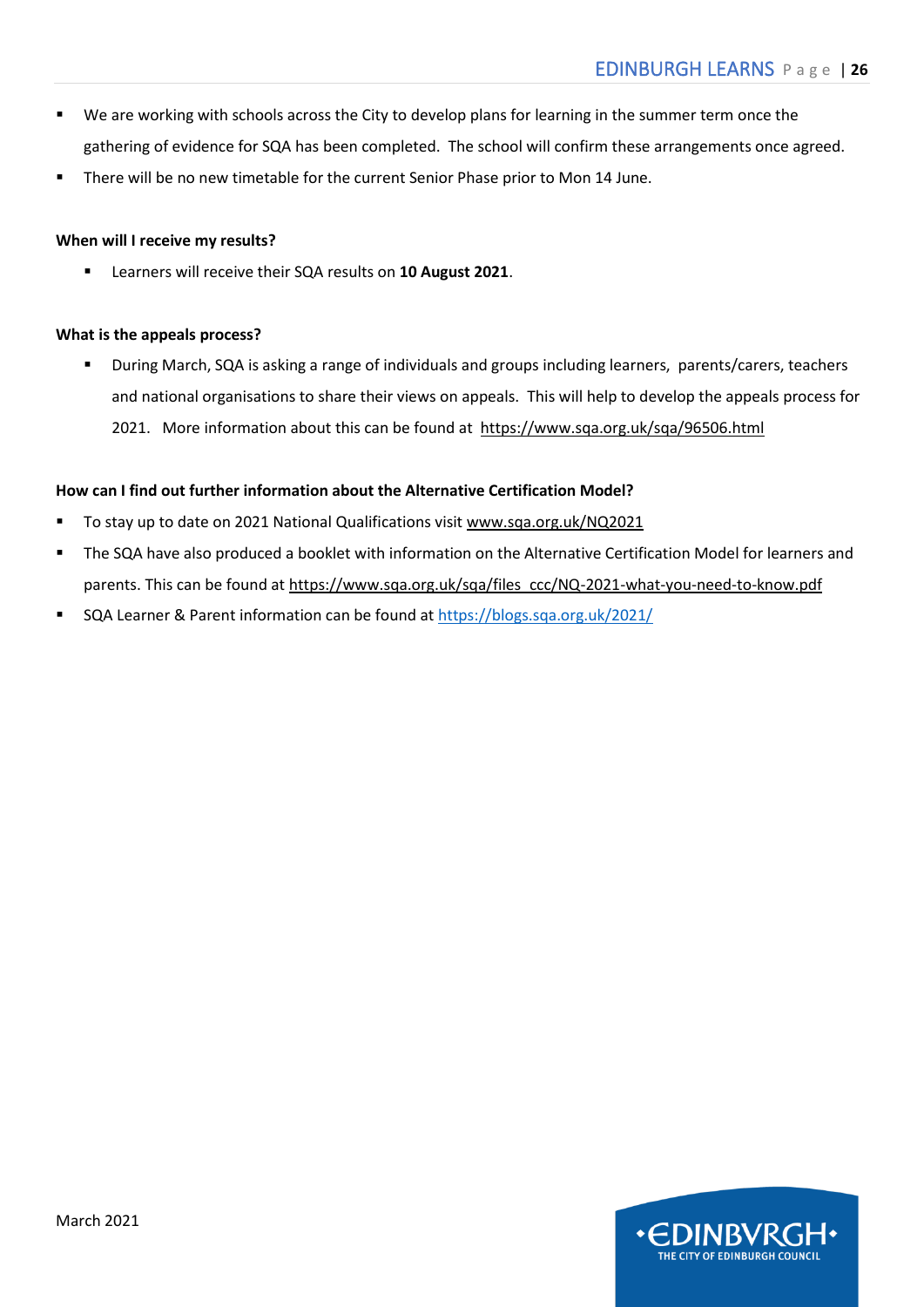- We are working with schools across the City to develop plans for learning in the summer term once the gathering of evidence for SQA has been completed. The school will confirm these arrangements once agreed.
- There will be no new timetable for the current Senior Phase prior to Mon 14 June.

**When will I receive my results?**

- Learners will receive their SQA results on **10 August 2021**.

**What is the appeals process?**

- During March, SQA is asking a range of individuals and groups including learners, parents/carers, teachers and national organisations to share their views on appeals. This will help to develop the appeals process for 2021. More information about this can be found at https://www.sqa.org.uk/sqa/96506.html

**How can I find out further information about the Alternative Certification Model?**

- To stay up to date on 2021 National Qualifications visit www.sqa.org.uk/NQ2021
- The SQA have also produced a booklet with information on the Alternative Certification Model for learners and parents. This can be found at https://www.sqa.org.uk/sqa/files_ccc/NQ-2021-what-you-need-to-know.pdf
- SQA Learner & Parent information can be found at https://blogs.sqa.org.uk/2021/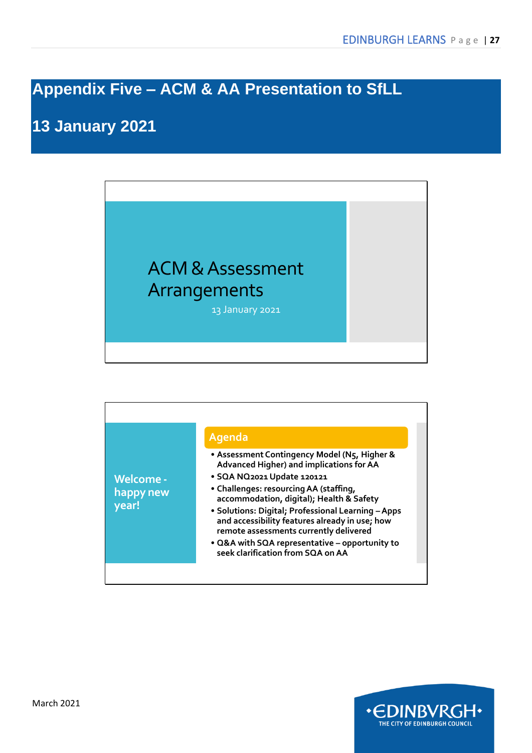# Appendix Five – ACM & AA Presentation to SfLL

## 13 January 2021

ACM & Assessment Arrangements

13 January 2021

Welcome - happy new year!

**Agenda**

- Assessment Contingency Model (N5, Higher & Advanced Higher) and implications for AA
- SQA NQ2021 Update 120121
- Challenges: resourcing AA (staffing, accommodation, digital); Health & Safety
- Solutions: Digital; Professional Learning – Apps and accessibility features already in use; how remote assessments currently delivered
- Q&A with SQA representative – opportunity to seek clarification from SQA on AA

March 2021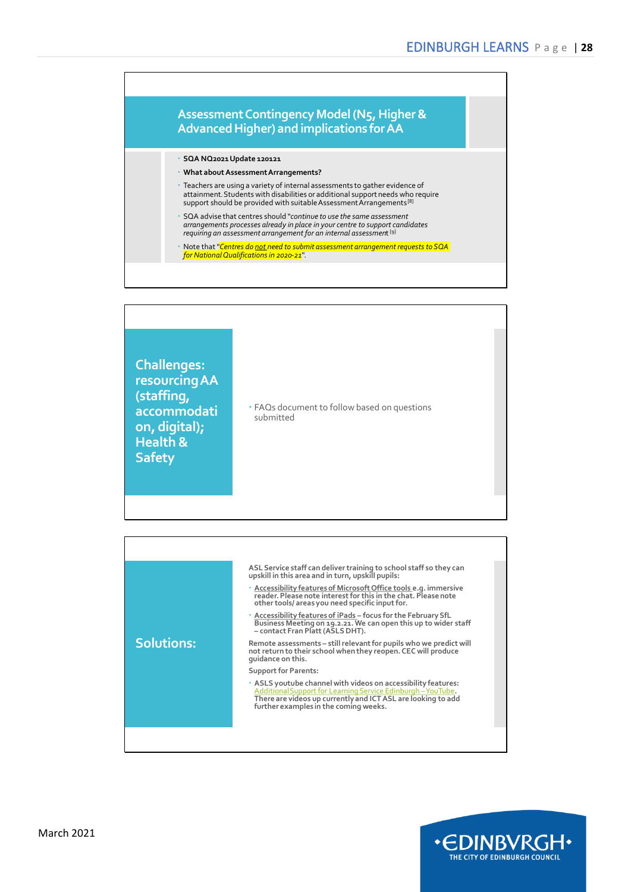## Assessment Contingency Model (N5, Higher & Advanced Higher) and implications for AA

- **SQA NQ2021 Update 120121**
- **What about Assessment Arrangements?**
- Teachers are using a variety of internal assessments to gather evidence of attainment. Students with disabilities or additional support needs who require support should be provided with suitable Assessment Arrangements [8]
- SQA advise that centres should "*continue to use the same assessment arrangements processes already in place in your centre to support candidates requiring an assessment arrangement for an internal assessment* [9]
- Note that "*Centres do not need to submit assessment arrangement requests to SQA for National Qualifications in 2020-21*".

## Challenges: resourcing AA (staffing, accommodation, digital); Health & Safety

- FAQs document to follow based on questions submitted

## Solutions:

ASL Service staff can deliver training to school staff so they can upskill in this area and in turn, upskill pupils:

- Accessibility features of Microsoft Office tools e.g. immersive reader. Please note interest for this in the chat. Please note other tools/ areas you need specific input for.
- Accessibility features of iPads – focus for the February SfL Business Meeting on 19.2.21. We can open this up to wider staff – contact Fran Platt (ASLS DHT).

Remote assessments – still relevant for pupils who we predict will not return to their school when they reopen. CEC will produce guidance on this.

Support for Parents:

- ASLS youtube channel with videos on accessibility features: Additional Support for Learning Service Edinburgh – YouTube. There are videos up currently and ICT ASL are looking to add further examples in the coming weeks.

March 2021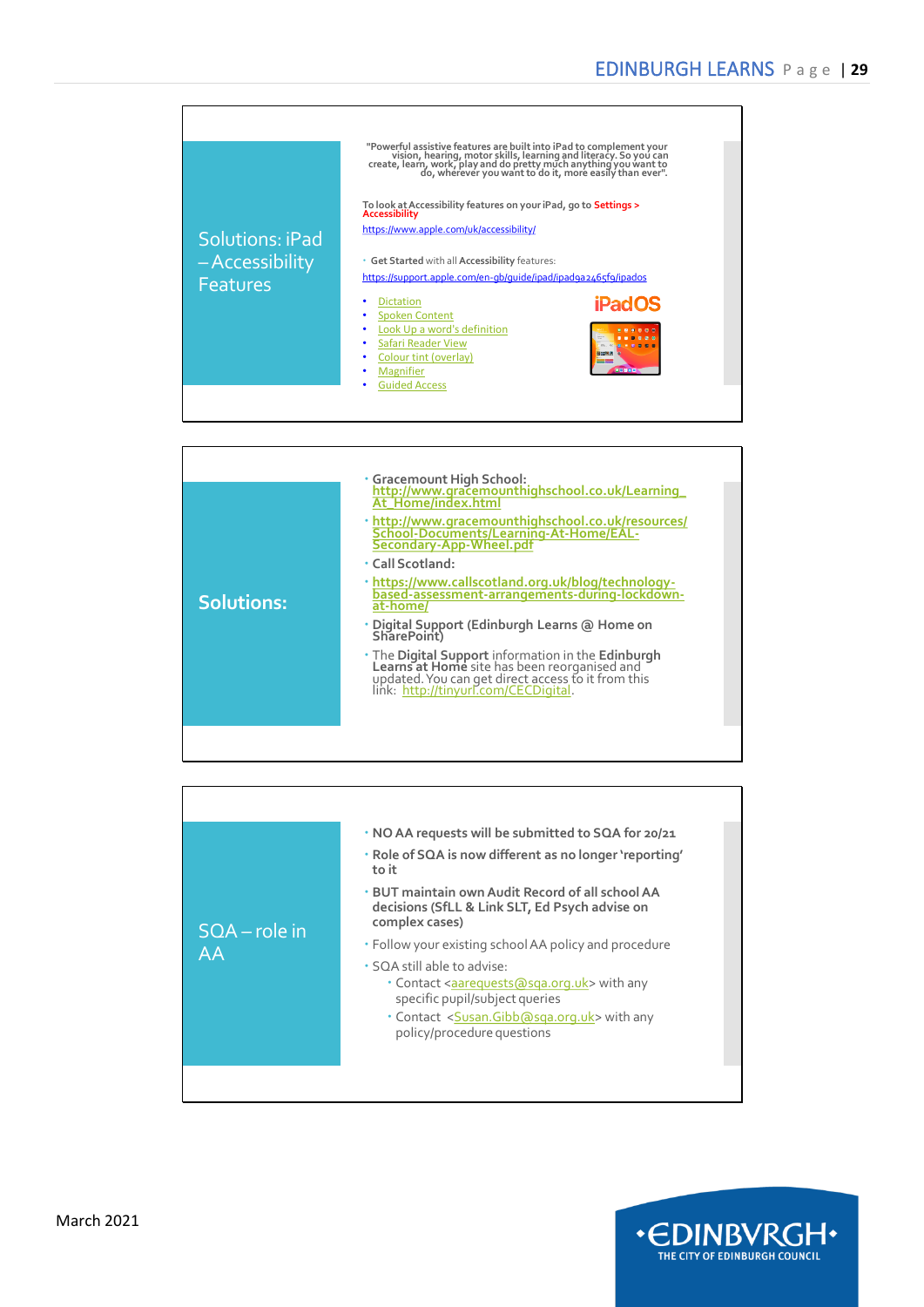## Solutions: iPad – Accessibility Features

"Powerful assistive features are built into iPad to complement your vision, hearing, motor skills, learning and literacy. So you can create, learn, work, play and do pretty much anything you want to do, wherever you want to do it, more easily than ever".

To look at Accessibility features on your iPad, go to **Settings > Accessibility**

https://www.apple.com/uk/accessibility/

- **Get Started** with all **Accessibility** features:

https://support.apple.com/en-gb/guide/ipad/ipad9a2465f9/ipados

- Dictation
- Spoken Content
- Look Up a word's definition
- Safari Reader View
- Colour tint (overlay)
- Magnifier
- Guided Access

iPadOS

## Solutions:

- **Gracemount High School:** **http://www.gracemounthighschool.co.uk/Learning_At_Home/index.html**
- **http://www.gracemounthighschool.co.uk/resources/School-Documents/Learning-At-Home/EAL-Secondary-App-Wheel.pdf**
- **Call Scotland:**
- **https://www.callscotland.org.uk/blog/technology-based-assessment-arrangements-during-lockdown-at-home/**
- **Digital Support (Edinburgh Learns @ Home on SharePoint)**
- The **Digital Support** information in the **Edinburgh Learns at Home** site has been reorganised and updated. You can get direct access to it from this link: http://tinyurl.com/CECDigital.

## SQA – role in AA

- **NO AA requests will be submitted to SQA for 20/21**
- **Role of SQA is now different as no longer 'reporting' to it**
- **BUT maintain own Audit Record of all school AA decisions (SfLL & Link SLT, Ed Psych advise on complex cases)**
- Follow your existing school AA policy and procedure
- SQA still able to advise:
  - Contact <aarequests@sqa.org.uk> with any specific pupil/subject queries
  - Contact <Susan.Gibb@sqa.org.uk> with any policy/procedure questions

March 2021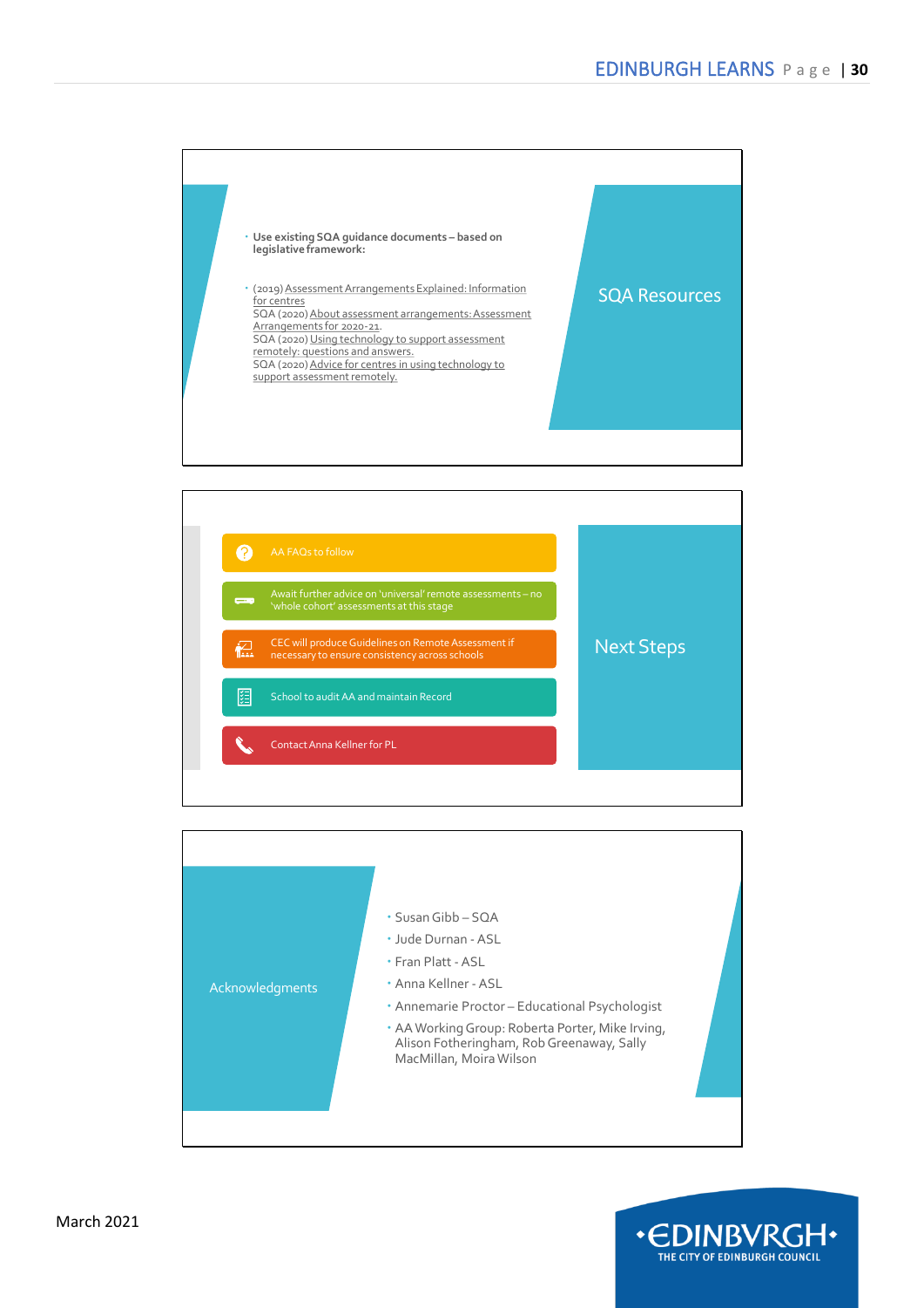## SQA Resources

- **Use existing SQA guidance documents – based on legislative framework:**
- (2019) Assessment Arrangements Explained: Information for centres
  SQA (2020) About assessment arrangements: Assessment Arrangements for 2020-21.
  SQA (2020) Using technology to support assessment remotely: questions and answers.
  SQA (2020) Advice for centres in using technology to support assessment remotely.

## Next Steps

- AA FAQs to follow
- Await further advice on 'universal' remote assessments – no 'whole cohort' assessments at this stage
- CEC will produce Guidelines on Remote Assessment if necessary to ensure consistency across schools
- School to audit AA and maintain Record
- Contact Anna Kellner for PL

## Acknowledgments

- Susan Gibb – SQA
- Jude Durnan - ASL
- Fran Platt - ASL
- Anna Kellner - ASL
- Annemarie Proctor – Educational Psychologist
- AA Working Group: Roberta Porter, Mike Irving, Alison Fotheringham, Rob Greenaway, Sally MacMillan, Moira Wilson

March 2021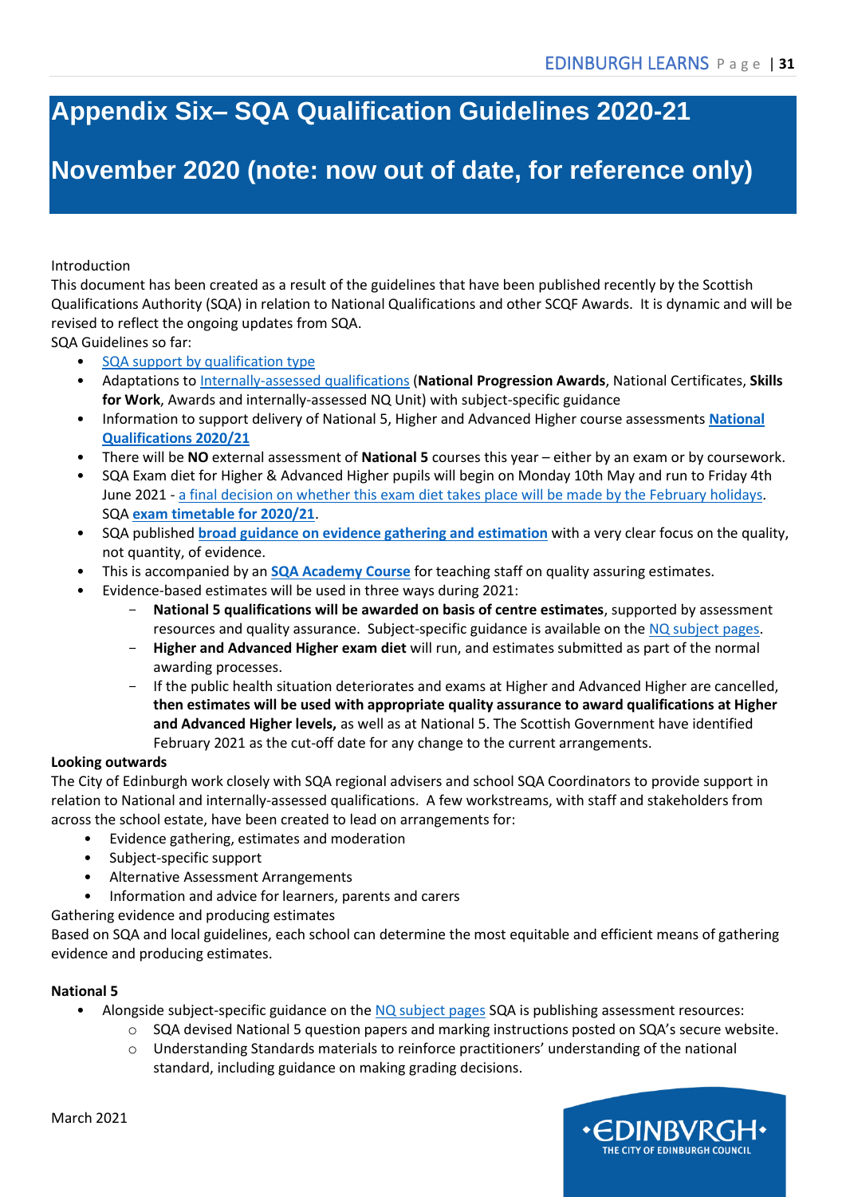# Appendix Six– SQA Qualification Guidelines 2020-21

# November 2020 (note: now out of date, for reference only)

Introduction

This document has been created as a result of the guidelines that have been published recently by the Scottish Qualifications Authority (SQA) in relation to National Qualifications and other SCQF Awards. It is dynamic and will be revised to reflect the ongoing updates from SQA.

SQA Guidelines so far:

- SQA support by qualification type
- Adaptations to Internally-assessed qualifications (**National Progression Awards**, National Certificates, **Skills for Work**, Awards and internally-assessed NQ Unit) with subject-specific guidance
- Information to support delivery of National 5, Higher and Advanced Higher course assessments **National Qualifications 2020/21**
- There will be **NO** external assessment of **National 5** courses this year – either by an exam or by coursework.
- SQA Exam diet for Higher & Advanced Higher pupils will begin on Monday 10th May and run to Friday 4th June 2021 - a final decision on whether this exam diet takes place will be made by the February holidays. SQA **exam timetable for 2020/21**.
- SQA published **broad guidance on evidence gathering and estimation** with a very clear focus on the quality, not quantity, of evidence.
- This is accompanied by an **SQA Academy Course** for teaching staff on quality assuring estimates.
- Evidence-based estimates will be used in three ways during 2021:
  - **National 5 qualifications will be awarded on basis of centre estimates**, supported by assessment resources and quality assurance. Subject-specific guidance is available on the NQ subject pages.
  - **Higher and Advanced Higher exam diet** will run, and estimates submitted as part of the normal awarding processes.
  - If the public health situation deteriorates and exams at Higher and Advanced Higher are cancelled, **then estimates will be used with appropriate quality assurance to award qualifications at Higher and Advanced Higher levels,** as well as at National 5. The Scottish Government have identified February 2021 as the cut-off date for any change to the current arrangements.

**Looking outwards**

The City of Edinburgh work closely with SQA regional advisers and school SQA Coordinators to provide support in relation to National and internally-assessed qualifications. A few workstreams, with staff and stakeholders from across the school estate, have been created to lead on arrangements for:

- Evidence gathering, estimates and moderation
- Subject-specific support
- Alternative Assessment Arrangements
- Information and advice for learners, parents and carers

Gathering evidence and producing estimates

Based on SQA and local guidelines, each school can determine the most equitable and efficient means of gathering evidence and producing estimates.

**National 5**

- Alongside subject-specific guidance on the NQ subject pages SQA is publishing assessment resources:
  - SQA devised National 5 question papers and marking instructions posted on SQA's secure website.
  - Understanding Standards materials to reinforce practitioners' understanding of the national standard, including guidance on making grading decisions.

March 2021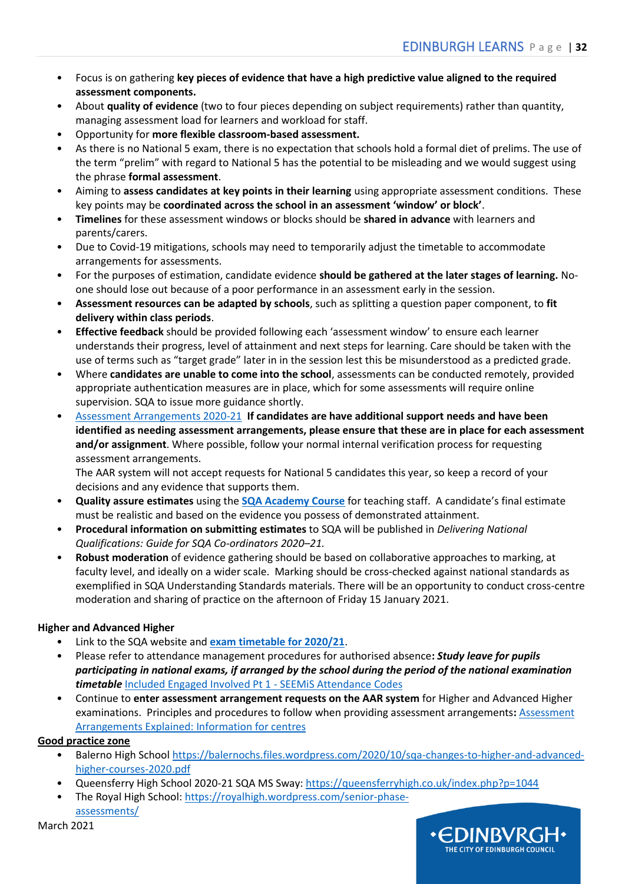- Focus is on gathering **key pieces of evidence that have a high predictive value aligned to the required assessment components.**
- About **quality of evidence** (two to four pieces depending on subject requirements) rather than quantity, managing assessment load for learners and workload for staff.
- Opportunity for **more flexible classroom-based assessment.**
- As there is no National 5 exam, there is no expectation that schools hold a formal diet of prelims. The use of the term "prelim" with regard to National 5 has the potential to be misleading and we would suggest using the phrase **formal assessment**.
- Aiming to **assess candidates at key points in their learning** using appropriate assessment conditions. These key points may be **coordinated across the school in an assessment 'window' or block'**.
- **Timelines** for these assessment windows or blocks should be **shared in advance** with learners and parents/carers.
- Due to Covid-19 mitigations, schools may need to temporarily adjust the timetable to accommodate arrangements for assessments.
- For the purposes of estimation, candidate evidence **should be gathered at the later stages of learning.** No-one should lose out because of a poor performance in an assessment early in the session.
- **Assessment resources can be adapted by schools**, such as splitting a question paper component, to **fit delivery within class periods**.
- **Effective feedback** should be provided following each 'assessment window' to ensure each learner understands their progress, level of attainment and next steps for learning. Care should be taken with the use of terms such as "target grade" later in in the session lest this be misunderstood as a predicted grade.
- Where **candidates are unable to come into the school**, assessments can be conducted remotely, provided appropriate authentication measures are in place, which for some assessments will require online supervision. SQA to issue more guidance shortly.
- Assessment Arrangements 2020-21 **If candidates are have additional support needs and have been identified as needing assessment arrangements, please ensure that these are in place for each assessment and/or assignment**. Where possible, follow your normal internal verification process for requesting assessment arrangements.
  The AAR system will not accept requests for National 5 candidates this year, so keep a record of your decisions and any evidence that supports them.
- **Quality assure estimates** using the **SQA Academy Course** for teaching staff. A candidate's final estimate must be realistic and based on the evidence you possess of demonstrated attainment.
- **Procedural information on submitting estimates** to SQA will be published in *Delivering National Qualifications: Guide for SQA Co-ordinators 2020–21.*
- **Robust moderation** of evidence gathering should be based on collaborative approaches to marking, at faculty level, and ideally on a wider scale. Marking should be cross-checked against national standards as exemplified in SQA Understanding Standards materials. There will be an opportunity to conduct cross-centre moderation and sharing of practice on the afternoon of Friday 15 January 2021.

**Higher and Advanced Higher**

- Link to the SQA website and **exam timetable for 2020/21**.
- Please refer to attendance management procedures for authorised absence**:** ***Study leave for pupils participating in national exams, if arranged by the school during the period of the national examination timetable*** Included Engaged Involved Pt 1 - SEEMiS Attendance Codes
- Continue to **enter assessment arrangement requests on the AAR system** for Higher and Advanced Higher examinations. Principles and procedures to follow when providing assessment arrangements**:** Assessment Arrangements Explained: Information for centres

**Good practice zone**

- Balerno High School https://balernochs.files.wordpress.com/2020/10/sqa-changes-to-higher-and-advanced-higher-courses-2020.pdf
- Queensferry High School 2020-21 SQA MS Sway: https://queensferryhigh.co.uk/index.php?p=1044
- The Royal High School: https://royalhigh.wordpress.com/senior-phase-assessments/

March 2021